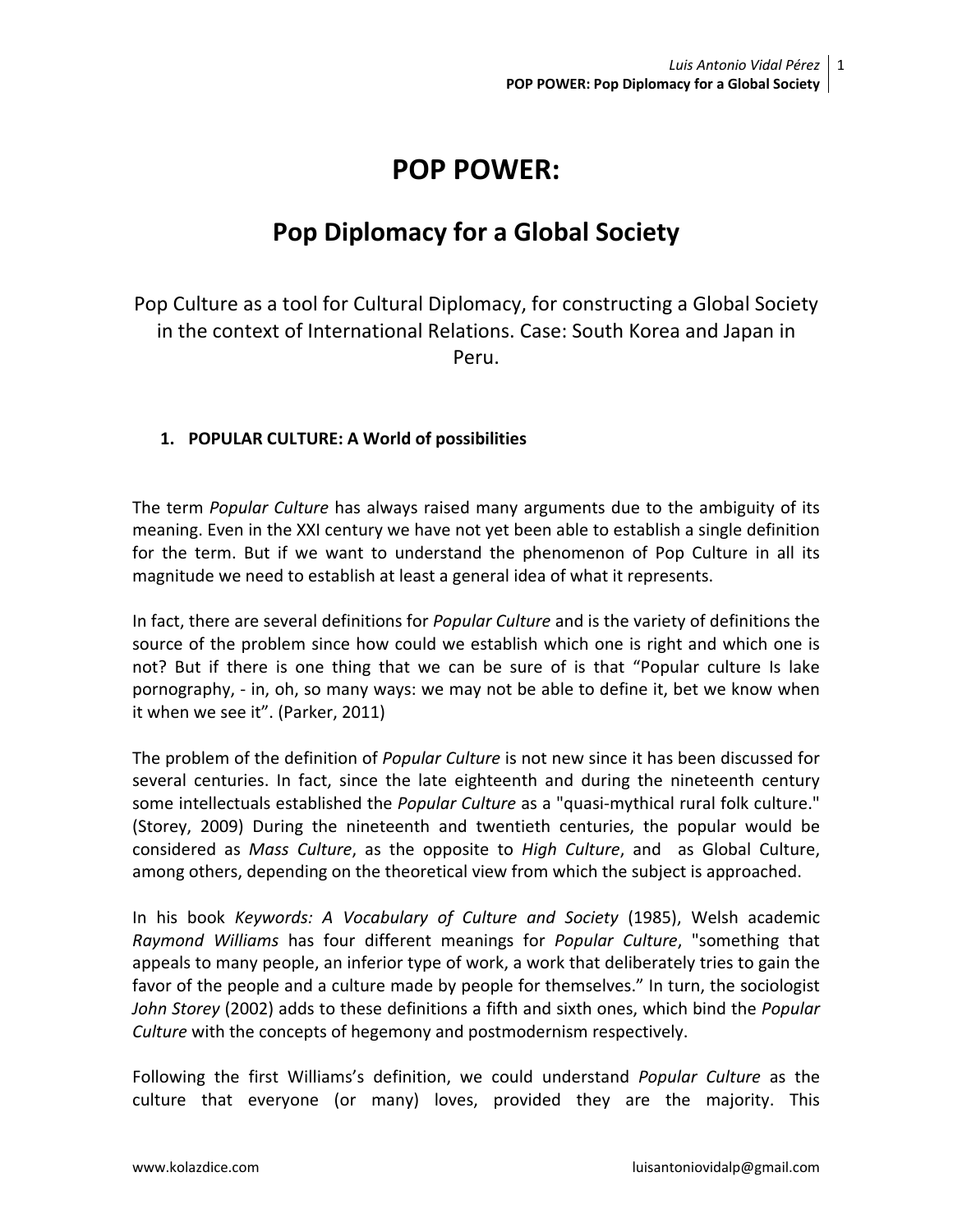# POP POWER:

## Pop Diplomacy for a Global Society

Pop Culture as a tool for Cultural Diplomacy, for constructing a Global Society in the context of International Relations. Case: South Korea and Japan in Peru.

### 1. POPULAR CULTURE: A World of possibilities

The term *Popular Culture* has always raised many arguments due to the ambiguity of its meaning. Even in the XXI century we have not yet been able to establish a single definition for the term. But if we want to understand the phenomenon of Pop Culture in all its magnitude we need to establish at least a general idea of what it represents.

In fact, there are several definitions for *Popular Culture* and is the variety of definitions the source of the problem since how could we establish which one is right and which one is not? But if there is one thing that we can be sure of is that "Popular culture Is lake pornography, - in, oh, so many ways: we may not be able to define it, bet we know when it when we see it". (Parker, 2011)

The problem of the definition of *Popular Culture* is not new since it has been discussed for several centuries. In fact, since the late eighteenth and during the nineteenth century some intellectuals established the *Popular Culture* as a "quasi-mythical rural folk culture." (Storey, 2009) During the nineteenth and twentieth centuries, the popular would be considered as *Mass Culture*, as the opposite to *High Culture*, and as Global Culture, among others, depending on the theoretical view from which the subject is approached.

In his book *Keywords: A Vocabulary of Culture and Society* (1985), Welsh academic *Raymond Williams* has four different meanings for *Popular Culture*, "something that appeals to many people, an inferior type of work, a work that deliberately tries to gain the favor of the people and a culture made by people for themselves." In turn, the sociologist *John Storey* (2002) adds to these definitions a fifth and sixth ones, which bind the *Popular Culture* with the concepts of hegemony and postmodernism respectively.

Following the first Williams's definition, we could understand *Popular Culture* as the culture that everyone (or many) loves, provided they are the majority. This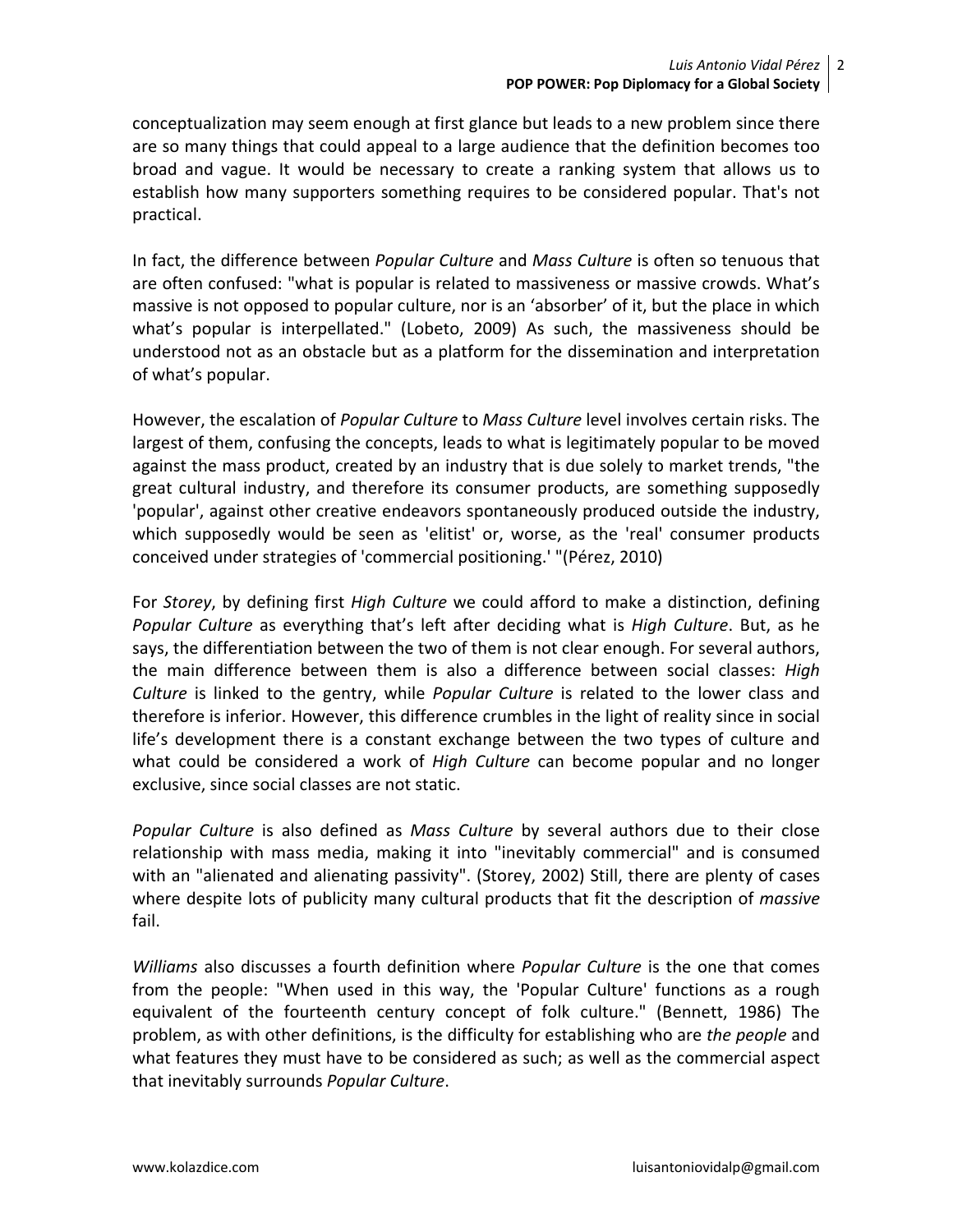conceptualization may seem enough at first glance but leads to a new problem since there are so many things that could appeal to a large audience that the definition becomes too broad and vague. It would be necessary to create a ranking system that allows us to establish how many supporters something requires to be considered popular. That's not practical.

In fact, the difference between *Popular Culture* and *Mass Culture* is often so tenuous that are often confused: "what is popular is related to massiveness or massive crowds. What's massive is not opposed to popular culture, nor is an 'absorber' of it, but the place in which what's popular is interpellated." (Lobeto, 2009) As such, the massiveness should be understood not as an obstacle but as a platform for the dissemination and interpretation of what's popular.

However, the escalation of *Popular Culture* to *Mass Culture* level involves certain risks. The largest of them, confusing the concepts, leads to what is legitimately popular to be moved against the mass product, created by an industry that is due solely to market trends, "the great cultural industry, and therefore its consumer products, are something supposedly 'popular', against other creative endeavors spontaneously produced outside the industry, which supposedly would be seen as 'elitist' or, worse, as the 'real' consumer products conceived under strategies of 'commercial positioning.' "(Pérez, 2010)

For *Storey*, by defining first *High Culture* we could afford to make a distinction, defining *Popular Culture* as everything that's left after deciding what is *High Culture*. But, as he says, the differentiation between the two of them is not clear enough. For several authors, the main difference between them is also a difference between social classes: *High Culture* is linked to the gentry, while *Popular Culture* is related to the lower class and therefore is inferior. However, this difference crumbles in the light of reality since in social life's development there is a constant exchange between the two types of culture and what could be considered a work of *High Culture* can become popular and no longer exclusive, since social classes are not static.

*Popular Culture* is also defined as *Mass Culture* by several authors due to their close relationship with mass media, making it into "inevitably commercial" and is consumed with an "alienated and alienating passivity". (Storey, 2002) Still, there are plenty of cases where despite lots of publicity many cultural products that fit the description of *massive* fail.

*Williams* also discusses a fourth definition where *Popular Culture* is the one that comes from the people: "When used in this way, the 'Popular Culture' functions as a rough equivalent of the fourteenth century concept of folk culture." (Bennett, 1986) The problem, as with other definitions, is the difficulty for establishing who are *the people* and what features they must have to be considered as such; as well as the commercial aspect that inevitably surrounds *Popular Culture*.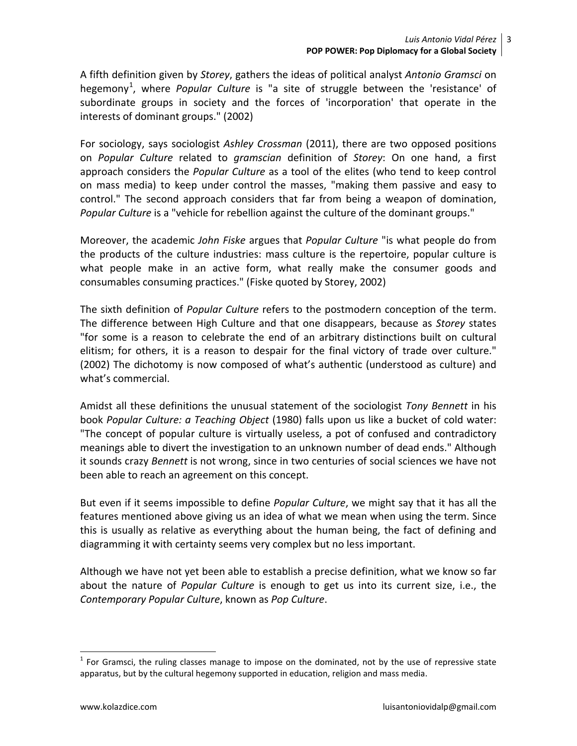A fifth definition given by *Storey*, gathers the ideas of political analyst *Antonio Gramsci* on hegemony[1], where *Popular Culture* is "a site of struggle between the 'resistance' of subordinate groups in society and the forces of 'incorporation' that operate in the interests of dominant groups." (2002)

For sociology, says sociologist *Ashley Crossman* (2011), there are two opposed positions on *Popular Culture* related to *gramscian* definition of *Storey*: On one hand, a first approach considers the *Popular Culture* as a tool of the elites (who tend to keep control on mass media) to keep under control the masses, "making them passive and easy to control." The second approach considers that far from being a weapon of domination, *Popular Culture* is a "vehicle for rebellion against the culture of the dominant groups."

Moreover, the academic *John Fiske* argues that *Popular Culture* "is what people do from the products of the culture industries: mass culture is the repertoire, popular culture is what people make in an active form, what really make the consumer goods and consumables consuming practices." (Fiske quoted by Storey, 2002)

The sixth definition of *Popular Culture* refers to the postmodern conception of the term. The difference between High Culture and that one disappears, because as *Storey* states "for some is a reason to celebrate the end of an arbitrary distinctions built on cultural elitism; for others, it is a reason to despair for the final victory of trade over culture." (2002) The dichotomy is now composed of what's authentic (understood as culture) and what's commercial.

Amidst all these definitions the unusual statement of the sociologist *Tony Bennett* in his book *Popular Culture: a Teaching Object* (1980) falls upon us like a bucket of cold water: "The concept of popular culture is virtually useless, a pot of confused and contradictory meanings able to divert the investigation to an unknown number of dead ends." Although it sounds crazy *Bennett* is not wrong, since in two centuries of social sciences we have not been able to reach an agreement on this concept.

But even if it seems impossible to define *Popular Culture*, we might say that it has all the features mentioned above giving us an idea of what we mean when using the term. Since this is usually as relative as everything about the human being, the fact of defining and diagramming it with certainty seems very complex but no less important.

Although we have not yet been able to establish a precise definition, what we know so far about the nature of *Popular Culture* is enough to get us into its current size, i.e., the *Contemporary Popular Culture*, known as *Pop Culture*.

---

[1] For Gramsci, the ruling classes manage to impose on the dominated, not by the use of repressive state apparatus, but by the cultural hegemony supported in education, religion and mass media.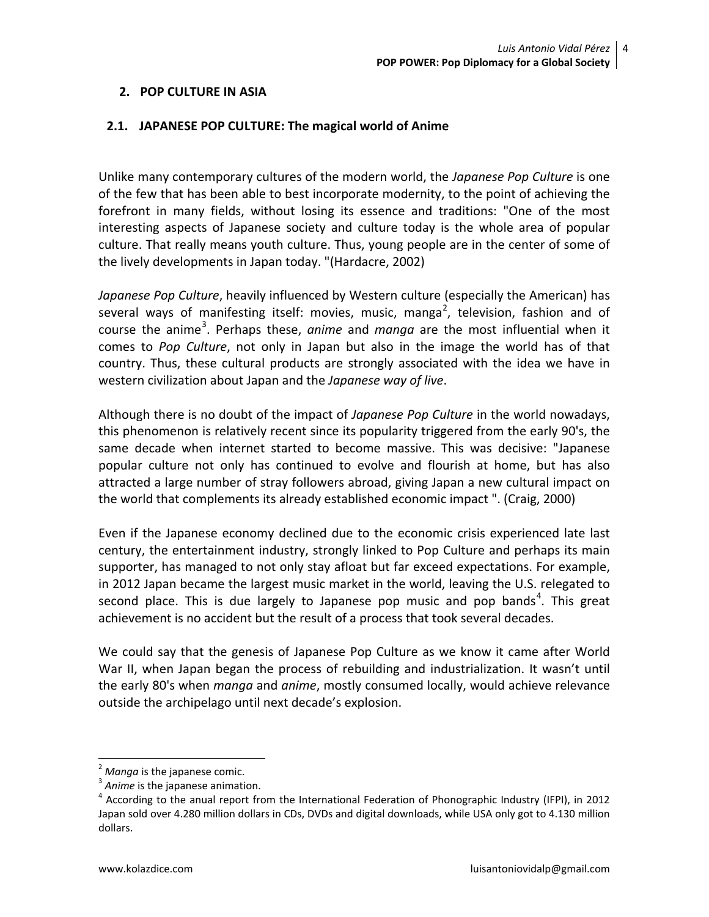## 2. POP CULTURE IN ASIA

### 2.1. JAPANESE POP CULTURE: The magical world of Anime

Unlike many contemporary cultures of the modern world, the *Japanese Pop Culture* is one of the few that has been able to best incorporate modernity, to the point of achieving the forefront in many fields, without losing its essence and traditions: "One of the most interesting aspects of Japanese society and culture today is the whole area of popular culture. That really means youth culture. Thus, young people are in the center of some of the lively developments in Japan today. "(Hardacre, 2002)

*Japanese Pop Culture*, heavily influenced by Western culture (especially the American) has several ways of manifesting itself: movies, music, manga[2], television, fashion and of course the anime[3]. Perhaps these, *anime* and *manga* are the most influential when it comes to *Pop Culture*, not only in Japan but also in the image the world has of that country. Thus, these cultural products are strongly associated with the idea we have in western civilization about Japan and the *Japanese way of live*.

Although there is no doubt of the impact of *Japanese Pop Culture* in the world nowadays, this phenomenon is relatively recent since its popularity triggered from the early 90's, the same decade when internet started to become massive. This was decisive: "Japanese popular culture not only has continued to evolve and flourish at home, but has also attracted a large number of stray followers abroad, giving Japan a new cultural impact on the world that complements its already established economic impact ". (Craig, 2000)

Even if the Japanese economy declined due to the economic crisis experienced late last century, the entertainment industry, strongly linked to Pop Culture and perhaps its main supporter, has managed to not only stay afloat but far exceed expectations. For example, in 2012 Japan became the largest music market in the world, leaving the U.S. relegated to second place. This is due largely to Japanese pop music and pop bands[4]. This great achievement is no accident but the result of a process that took several decades.

We could say that the genesis of Japanese Pop Culture as we know it came after World War II, when Japan began the process of rebuilding and industrialization. It wasn't until the early 80's when *manga* and *anime*, mostly consumed locally, would achieve relevance outside the archipelago until next decade's explosion.

---

[2] *Manga* is the japanese comic.

[3] *Anime* is the japanese animation.

[4] According to the anual report from the International Federation of Phonographic Industry (IFPI), in 2012 Japan sold over 4.280 million dollars in CDs, DVDs and digital downloads, while USA only got to 4.130 million dollars.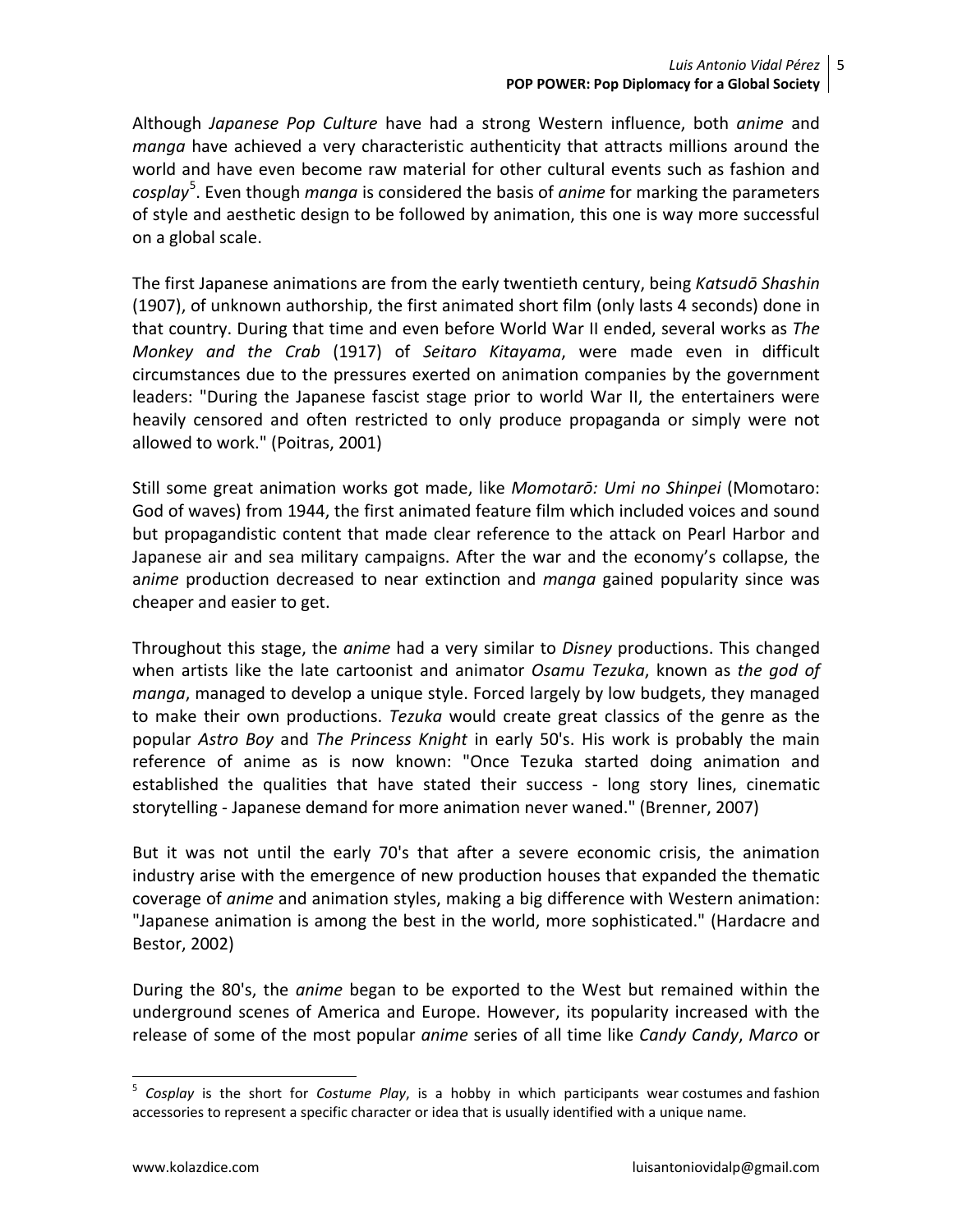Although *Japanese Pop Culture* have had a strong Western influence, both *anime* and *manga* have achieved a very characteristic authenticity that attracts millions around the world and have even become raw material for other cultural events such as fashion and *cosplay*[5]. Even though *manga* is considered the basis of *anime* for marking the parameters of style and aesthetic design to be followed by animation, this one is way more successful on a global scale.

The first Japanese animations are from the early twentieth century, being *Katsudō Shashin* (1907), of unknown authorship, the first animated short film (only lasts 4 seconds) done in that country. During that time and even before World War II ended, several works as *The Monkey and the Crab* (1917) of *Seitaro Kitayama*, were made even in difficult circumstances due to the pressures exerted on animation companies by the government leaders: "During the Japanese fascist stage prior to world War II, the entertainers were heavily censored and often restricted to only produce propaganda or simply were not allowed to work." (Poitras, 2001)

Still some great animation works got made, like *Momotarō: Umi no Shinpei* (Momotaro: God of waves) from 1944, the first animated feature film which included voices and sound but propagandistic content that made clear reference to the attack on Pearl Harbor and Japanese air and sea military campaigns. After the war and the economy's collapse, the a*nime* production decreased to near extinction and *manga* gained popularity since was cheaper and easier to get.

Throughout this stage, the *anime* had a very similar to *Disney* productions. This changed when artists like the late cartoonist and animator *Osamu Tezuka*, known as *the god of manga*, managed to develop a unique style. Forced largely by low budgets, they managed to make their own productions. *Tezuka* would create great classics of the genre as the popular *Astro Boy* and *The Princess Knight* in early 50's. His work is probably the main reference of anime as is now known: "Once Tezuka started doing animation and established the qualities that have stated their success - long story lines, cinematic storytelling - Japanese demand for more animation never waned." (Brenner, 2007)

But it was not until the early 70's that after a severe economic crisis, the animation industry arise with the emergence of new production houses that expanded the thematic coverage of *anime* and animation styles, making a big difference with Western animation: "Japanese animation is among the best in the world, more sophisticated." (Hardacre and Bestor, 2002)

During the 80's, the *anime* began to be exported to the West but remained within the underground scenes of America and Europe. However, its popularity increased with the release of some of the most popular *anime* series of all time like *Candy Candy*, *Marco* or

[5] *Cosplay* is the short for *Costume Play*, is a hobby in which participants wear costumes and fashion accessories to represent a specific character or idea that is usually identified with a unique name.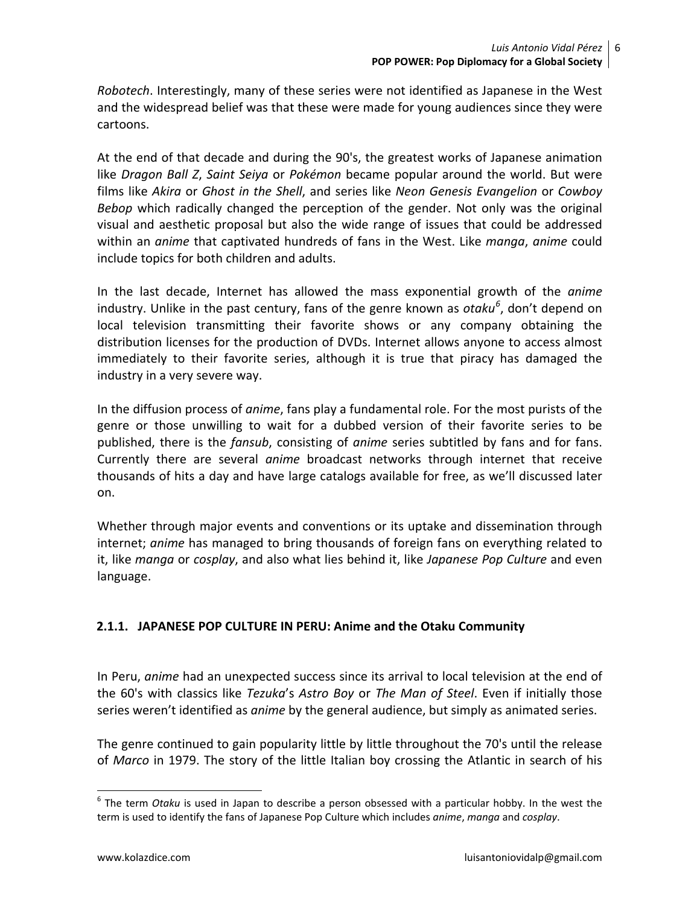*Robotech*. Interestingly, many of these series were not identified as Japanese in the West and the widespread belief was that these were made for young audiences since they were cartoons.

At the end of that decade and during the 90's, the greatest works of Japanese animation like *Dragon Ball Z*, *Saint Seiya* or *Pokémon* became popular around the world. But were films like *Akira* or *Ghost in the Shell*, and series like *Neon Genesis Evangelion* or *Cowboy Bebop* which radically changed the perception of the gender. Not only was the original visual and aesthetic proposal but also the wide range of issues that could be addressed within an *anime* that captivated hundreds of fans in the West. Like *manga*, *anime* could include topics for both children and adults.

In the last decade, Internet has allowed the mass exponential growth of the *anime* industry. Unlike in the past century, fans of the genre known as *otaku*[6], don't depend on local television transmitting their favorite shows or any company obtaining the distribution licenses for the production of DVDs. Internet allows anyone to access almost immediately to their favorite series, although it is true that piracy has damaged the industry in a very severe way.

In the diffusion process of *anime*, fans play a fundamental role. For the most purists of the genre or those unwilling to wait for a dubbed version of their favorite series to be published, there is the *fansub*, consisting of *anime* series subtitled by fans and for fans. Currently there are several *anime* broadcast networks through internet that receive thousands of hits a day and have large catalogs available for free, as we'll discussed later on.

Whether through major events and conventions or its uptake and dissemination through internet; *anime* has managed to bring thousands of foreign fans on everything related to it, like *manga* or *cosplay*, and also what lies behind it, like *Japanese Pop Culture* and even language.

### 2.1.1. JAPANESE POP CULTURE IN PERU: Anime and the Otaku Community

In Peru, *anime* had an unexpected success since its arrival to local television at the end of the 60's with classics like *Tezuka*'s *Astro Boy* or *The Man of Steel*. Even if initially those series weren't identified as *anime* by the general audience, but simply as animated series.

The genre continued to gain popularity little by little throughout the 70's until the release of *Marco* in 1979. The story of the little Italian boy crossing the Atlantic in search of his

---

[6] The term *Otaku* is used in Japan to describe a person obsessed with a particular hobby. In the west the term is used to identify the fans of Japanese Pop Culture which includes *anime*, *manga* and *cosplay*.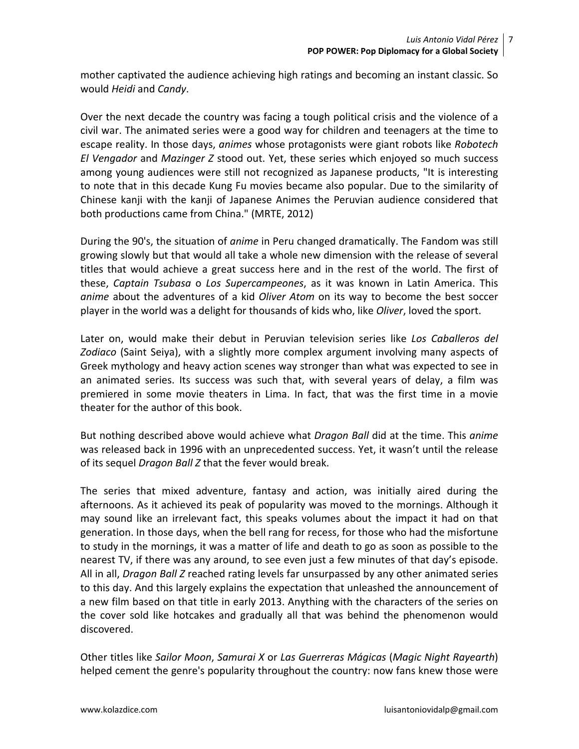mother captivated the audience achieving high ratings and becoming an instant classic. So would *Heidi* and *Candy*.

Over the next decade the country was facing a tough political crisis and the violence of a civil war. The animated series were a good way for children and teenagers at the time to escape reality. In those days, *animes* whose protagonists were giant robots like *Robotech El Vengador* and *Mazinger Z* stood out. Yet, these series which enjoyed so much success among young audiences were still not recognized as Japanese products, "It is interesting to note that in this decade Kung Fu movies became also popular. Due to the similarity of Chinese kanji with the kanji of Japanese Animes the Peruvian audience considered that both productions came from China." (MRTE, 2012)

During the 90's, the situation of *anime* in Peru changed dramatically. The Fandom was still growing slowly but that would all take a whole new dimension with the release of several titles that would achieve a great success here and in the rest of the world. The first of these, *Captain Tsubasa* o *Los Supercampeones*, as it was known in Latin America. This *anime* about the adventures of a kid *Oliver Atom* on its way to become the best soccer player in the world was a delight for thousands of kids who, like *Oliver*, loved the sport.

Later on, would make their debut in Peruvian television series like *Los Caballeros del Zodiaco* (Saint Seiya), with a slightly more complex argument involving many aspects of Greek mythology and heavy action scenes way stronger than what was expected to see in an animated series. Its success was such that, with several years of delay, a film was premiered in some movie theaters in Lima. In fact, that was the first time in a movie theater for the author of this book.

But nothing described above would achieve what *Dragon Ball* did at the time. This *anime* was released back in 1996 with an unprecedented success. Yet, it wasn't until the release of its sequel *Dragon Ball Z* that the fever would break.

The series that mixed adventure, fantasy and action, was initially aired during the afternoons. As it achieved its peak of popularity was moved to the mornings. Although it may sound like an irrelevant fact, this speaks volumes about the impact it had on that generation. In those days, when the bell rang for recess, for those who had the misfortune to study in the mornings, it was a matter of life and death to go as soon as possible to the nearest TV, if there was any around, to see even just a few minutes of that day's episode. All in all, *Dragon Ball Z* reached rating levels far unsurpassed by any other animated series to this day. And this largely explains the expectation that unleashed the announcement of a new film based on that title in early 2013. Anything with the characters of the series on the cover sold like hotcakes and gradually all that was behind the phenomenon would discovered.

Other titles like *Sailor Moon*, *Samurai X* or *Las Guerreras Mágicas* (*Magic Night Rayearth*) helped cement the genre's popularity throughout the country: now fans knew those were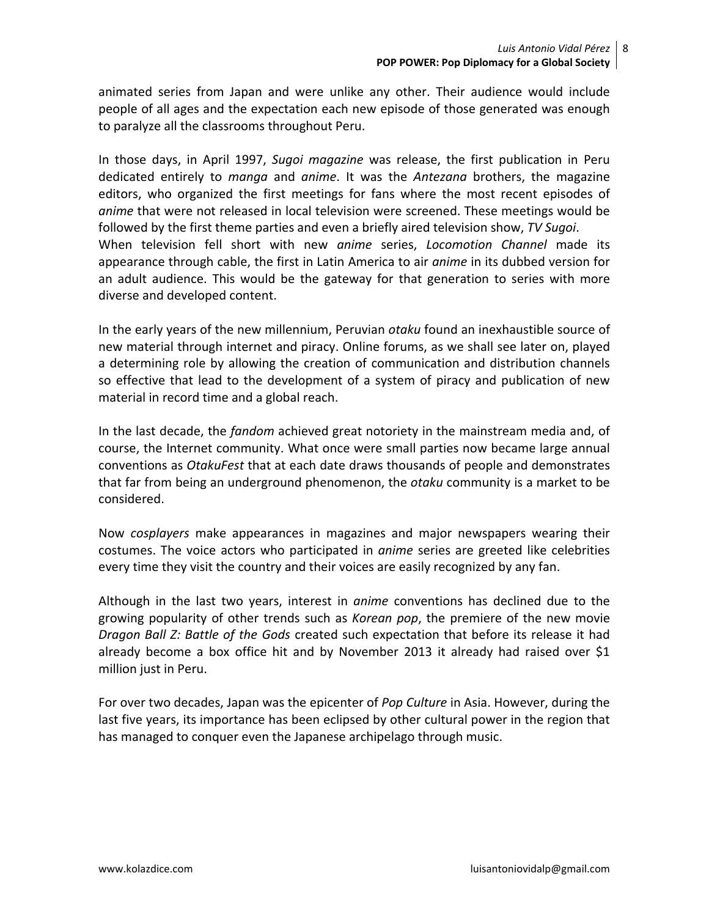animated series from Japan and were unlike any other. Their audience would include people of all ages and the expectation each new episode of those generated was enough to paralyze all the classrooms throughout Peru.

In those days, in April 1997, *Sugoi magazine* was release, the first publication in Peru dedicated entirely to *manga* and *anime*. It was the *Antezana* brothers, the magazine editors, who organized the first meetings for fans where the most recent episodes of *anime* that were not released in local television were screened. These meetings would be followed by the first theme parties and even a briefly aired television show, *TV Sugoi*.
When television fell short with new *anime* series, *Locomotion Channel* made its appearance through cable, the first in Latin America to air *anime* in its dubbed version for an adult audience. This would be the gateway for that generation to series with more diverse and developed content.

In the early years of the new millennium, Peruvian *otaku* found an inexhaustible source of new material through internet and piracy. Online forums, as we shall see later on, played a determining role by allowing the creation of communication and distribution channels so effective that lead to the development of a system of piracy and publication of new material in record time and a global reach.

In the last decade, the *fandom* achieved great notoriety in the mainstream media and, of course, the Internet community. What once were small parties now became large annual conventions as *OtakuFest* that at each date draws thousands of people and demonstrates that far from being an underground phenomenon, the *otaku* community is a market to be considered.

Now *cosplayers* make appearances in magazines and major newspapers wearing their costumes. The voice actors who participated in *anime* series are greeted like celebrities every time they visit the country and their voices are easily recognized by any fan.

Although in the last two years, interest in *anime* conventions has declined due to the growing popularity of other trends such as *Korean pop*, the premiere of the new movie *Dragon Ball Z: Battle of the Gods* created such expectation that before its release it had already become a box office hit and by November 2013 it already had raised over $1 million just in Peru.

For over two decades, Japan was the epicenter of *Pop Culture* in Asia. However, during the last five years, its importance has been eclipsed by other cultural power in the region that has managed to conquer even the Japanese archipelago through music.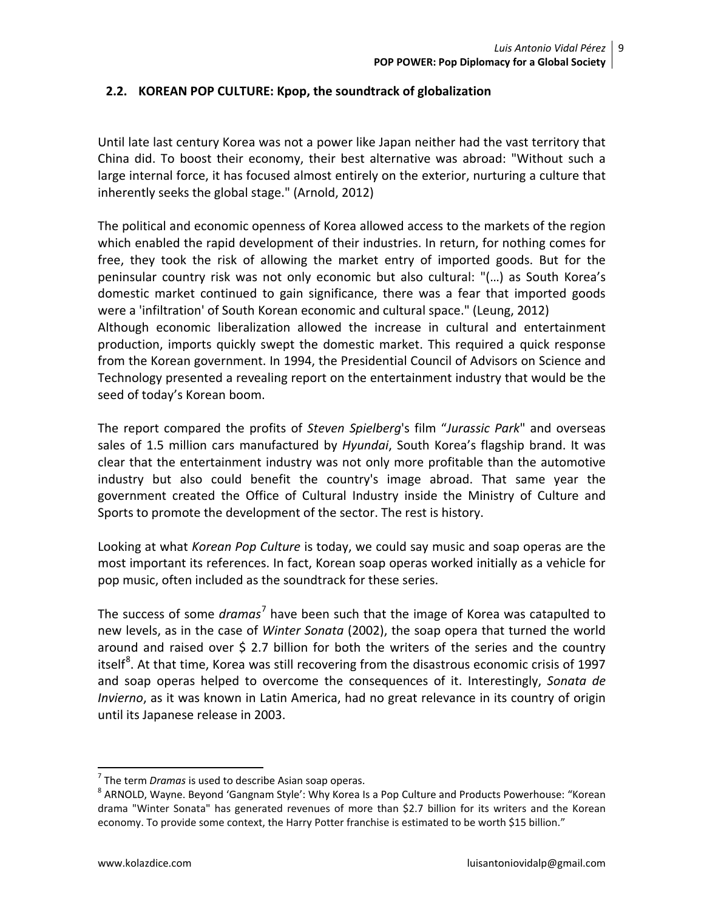## 2.2. KOREAN POP CULTURE: Kpop, the soundtrack of globalization

Until late last century Korea was not a power like Japan neither had the vast territory that China did. To boost their economy, their best alternative was abroad: "Without such a large internal force, it has focused almost entirely on the exterior, nurturing a culture that inherently seeks the global stage." (Arnold, 2012)

The political and economic openness of Korea allowed access to the markets of the region which enabled the rapid development of their industries. In return, for nothing comes for free, they took the risk of allowing the market entry of imported goods. But for the peninsular country risk was not only economic but also cultural: "(…) as South Korea's domestic market continued to gain significance, there was a fear that imported goods were a 'infiltration' of South Korean economic and cultural space." (Leung, 2012)

Although economic liberalization allowed the increase in cultural and entertainment production, imports quickly swept the domestic market. This required a quick response from the Korean government. In 1994, the Presidential Council of Advisors on Science and Technology presented a revealing report on the entertainment industry that would be the seed of today's Korean boom.

The report compared the profits of *Steven Spielberg*'s film "*Jurassic Park*" and overseas sales of 1.5 million cars manufactured by *Hyundai*, South Korea's flagship brand. It was clear that the entertainment industry was not only more profitable than the automotive industry but also could benefit the country's image abroad. That same year the government created the Office of Cultural Industry inside the Ministry of Culture and Sports to promote the development of the sector. The rest is history.

Looking at what *Korean Pop Culture* is today, we could say music and soap operas are the most important its references. In fact, Korean soap operas worked initially as a vehicle for pop music, often included as the soundtrack for these series.

The success of some *dramas*[7] have been such that the image of Korea was catapulted to new levels, as in the case of *Winter Sonata* (2002), the soap opera that turned the world around and raised over $ 2.7 billion for both the writers of the series and the country itself[8]. At that time, Korea was still recovering from the disastrous economic crisis of 1997 and soap operas helped to overcome the consequences of it. Interestingly, *Sonata de Invierno*, as it was known in Latin America, had no great relevance in its country of origin until its Japanese release in 2003.

---

[7] The term *Dramas* is used to describe Asian soap operas.

[8] ARNOLD, Wayne. Beyond 'Gangnam Style': Why Korea Is a Pop Culture and Products Powerhouse: "Korean drama "Winter Sonata" has generated revenues of more than $2.7 billion for its writers and the Korean economy. To provide some context, the Harry Potter franchise is estimated to be worth $15 billion."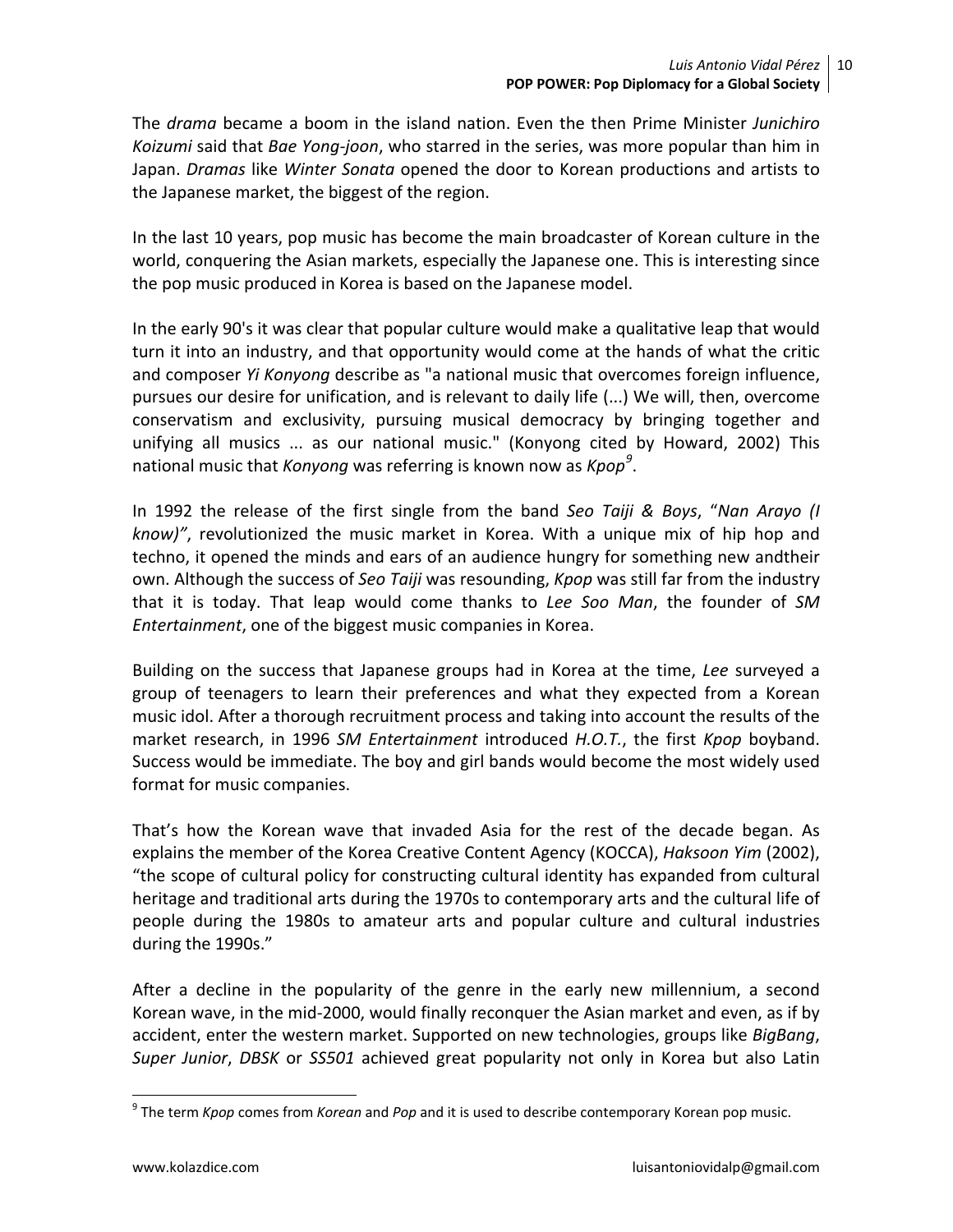The *drama* became a boom in the island nation. Even the then Prime Minister *Junichiro Koizumi* said that *Bae Yong-joon*, who starred in the series, was more popular than him in Japan. *Dramas* like *Winter Sonata* opened the door to Korean productions and artists to the Japanese market, the biggest of the region.

In the last 10 years, pop music has become the main broadcaster of Korean culture in the world, conquering the Asian markets, especially the Japanese one. This is interesting since the pop music produced in Korea is based on the Japanese model.

In the early 90's it was clear that popular culture would make a qualitative leap that would turn it into an industry, and that opportunity would come at the hands of what the critic and composer *Yi Konyong* describe as "a national music that overcomes foreign influence, pursues our desire for unification, and is relevant to daily life (...) We will, then, overcome conservatism and exclusivity, pursuing musical democracy by bringing together and unifying all musics ... as our national music." (Konyong cited by Howard, 2002) This national music that *Konyong* was referring is known now as *Kpop*[9].

In 1992 the release of the first single from the band *Seo Taiji & Boys*, "*Nan Arayo (I know)"*, revolutionized the music market in Korea. With a unique mix of hip hop and techno, it opened the minds and ears of an audience hungry for something new andtheir own. Although the success of *Seo Taiji* was resounding, *Kpop* was still far from the industry that it is today. That leap would come thanks to *Lee Soo Man*, the founder of *SM Entertainment*, one of the biggest music companies in Korea.

Building on the success that Japanese groups had in Korea at the time, *Lee* surveyed a group of teenagers to learn their preferences and what they expected from a Korean music idol. After a thorough recruitment process and taking into account the results of the market research, in 1996 *SM Entertainment* introduced *H.O.T.*, the first *Kpop* boyband. Success would be immediate. The boy and girl bands would become the most widely used format for music companies.

That's how the Korean wave that invaded Asia for the rest of the decade began. As explains the member of the Korea Creative Content Agency (KOCCA), *Haksoon Yim* (2002), "the scope of cultural policy for constructing cultural identity has expanded from cultural heritage and traditional arts during the 1970s to contemporary arts and the cultural life of people during the 1980s to amateur arts and popular culture and cultural industries during the 1990s."

After a decline in the popularity of the genre in the early new millennium, a second Korean wave, in the mid-2000, would finally reconquer the Asian market and even, as if by accident, enter the western market. Supported on new technologies, groups like *BigBang*, *Super Junior*, *DBSK* or *SS501* achieved great popularity not only in Korea but also Latin

---

[9] The term *Kpop* comes from *Korean* and *Pop* and it is used to describe contemporary Korean pop music.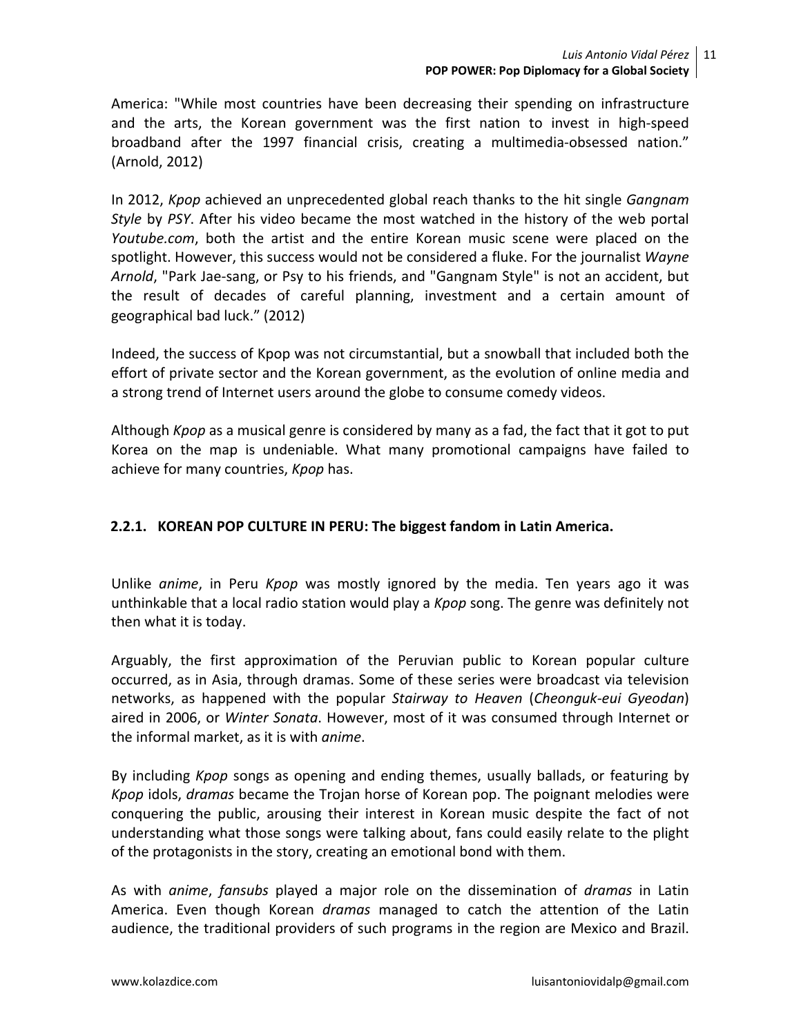America: "While most countries have been decreasing their spending on infrastructure and the arts, the Korean government was the first nation to invest in high-speed broadband after the 1997 financial crisis, creating a multimedia-obsessed nation." (Arnold, 2012)

In 2012, *Kpop* achieved an unprecedented global reach thanks to the hit single *Gangnam Style* by *PSY*. After his video became the most watched in the history of the web portal *Youtube.com*, both the artist and the entire Korean music scene were placed on the spotlight. However, this success would not be considered a fluke. For the journalist *Wayne Arnold*, "Park Jae-sang, or Psy to his friends, and "Gangnam Style" is not an accident, but the result of decades of careful planning, investment and a certain amount of geographical bad luck." (2012)

Indeed, the success of Kpop was not circumstantial, but a snowball that included both the effort of private sector and the Korean government, as the evolution of online media and a strong trend of Internet users around the globe to consume comedy videos.

Although *Kpop* as a musical genre is considered by many as a fad, the fact that it got to put Korea on the map is undeniable. What many promotional campaigns have failed to achieve for many countries, *Kpop* has.

### 2.2.1. KOREAN POP CULTURE IN PERU: The biggest fandom in Latin America.

Unlike *anime*, in Peru *Kpop* was mostly ignored by the media. Ten years ago it was unthinkable that a local radio station would play a *Kpop* song. The genre was definitely not then what it is today.

Arguably, the first approximation of the Peruvian public to Korean popular culture occurred, as in Asia, through dramas. Some of these series were broadcast via television networks, as happened with the popular *Stairway to Heaven* (*Cheonguk-eui Gyeodan*) aired in 2006, or *Winter Sonata*. However, most of it was consumed through Internet or the informal market, as it is with *anime*.

By including *Kpop* songs as opening and ending themes, usually ballads, or featuring by *Kpop* idols, *dramas* became the Trojan horse of Korean pop. The poignant melodies were conquering the public, arousing their interest in Korean music despite the fact of not understanding what those songs were talking about, fans could easily relate to the plight of the protagonists in the story, creating an emotional bond with them.

As with *anime*, *fansubs* played a major role on the dissemination of *dramas* in Latin America. Even though Korean *dramas* managed to catch the attention of the Latin audience, the traditional providers of such programs in the region are Mexico and Brazil.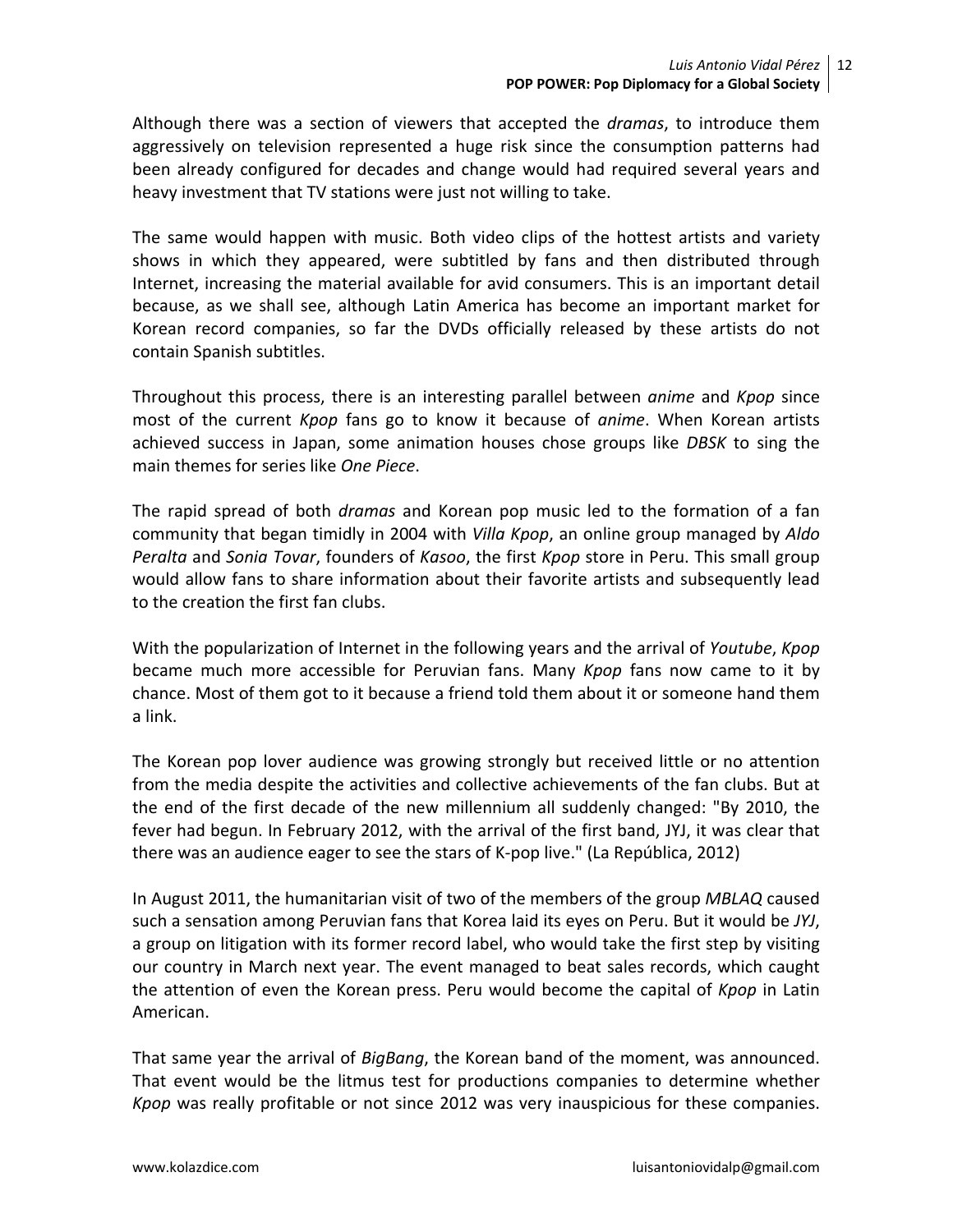Although there was a section of viewers that accepted the *dramas*, to introduce them aggressively on television represented a huge risk since the consumption patterns had been already configured for decades and change would had required several years and heavy investment that TV stations were just not willing to take.

The same would happen with music. Both video clips of the hottest artists and variety shows in which they appeared, were subtitled by fans and then distributed through Internet, increasing the material available for avid consumers. This is an important detail because, as we shall see, although Latin America has become an important market for Korean record companies, so far the DVDs officially released by these artists do not contain Spanish subtitles.

Throughout this process, there is an interesting parallel between *anime* and *Kpop* since most of the current *Kpop* fans go to know it because of *anime*. When Korean artists achieved success in Japan, some animation houses chose groups like *DBSK* to sing the main themes for series like *One Piece*.

The rapid spread of both *dramas* and Korean pop music led to the formation of a fan community that began timidly in 2004 with *Villa Kpop*, an online group managed by *Aldo Peralta* and *Sonia Tovar*, founders of *Kasoo*, the first *Kpop* store in Peru. This small group would allow fans to share information about their favorite artists and subsequently lead to the creation the first fan clubs.

With the popularization of Internet in the following years and the arrival of *Youtube*, *Kpop* became much more accessible for Peruvian fans. Many *Kpop* fans now came to it by chance. Most of them got to it because a friend told them about it or someone hand them a link.

The Korean pop lover audience was growing strongly but received little or no attention from the media despite the activities and collective achievements of the fan clubs. But at the end of the first decade of the new millennium all suddenly changed: "By 2010, the fever had begun. In February 2012, with the arrival of the first band, JYJ, it was clear that there was an audience eager to see the stars of K-pop live." (La República, 2012)

In August 2011, the humanitarian visit of two of the members of the group *MBLAQ* caused such a sensation among Peruvian fans that Korea laid its eyes on Peru. But it would be *JYJ*, a group on litigation with its former record label, who would take the first step by visiting our country in March next year. The event managed to beat sales records, which caught the attention of even the Korean press. Peru would become the capital of *Kpop* in Latin American.

That same year the arrival of *BigBang*, the Korean band of the moment, was announced. That event would be the litmus test for productions companies to determine whether *Kpop* was really profitable or not since 2012 was very inauspicious for these companies.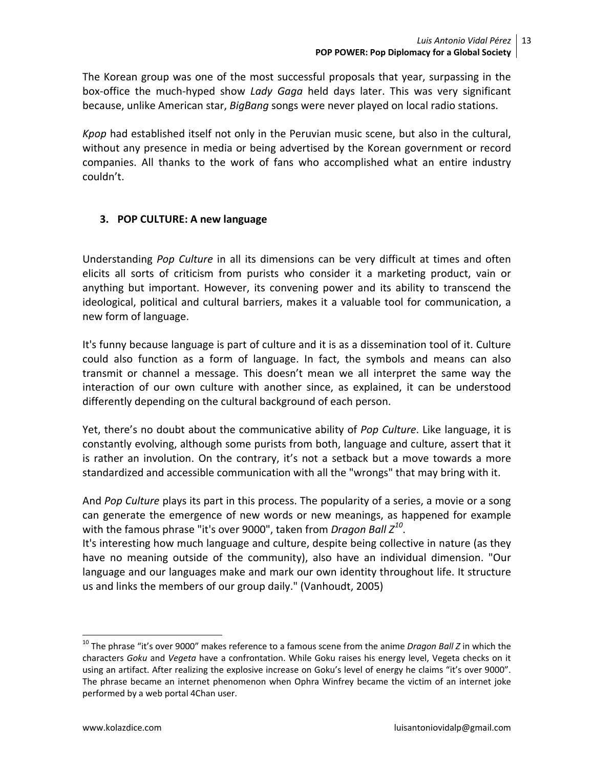The Korean group was one of the most successful proposals that year, surpassing in the box-office the much-hyped show *Lady Gaga* held days later. This was very significant because, unlike American star, *BigBang* songs were never played on local radio stations.

*Kpop* had established itself not only in the Peruvian music scene, but also in the cultural, without any presence in media or being advertised by the Korean government or record companies. All thanks to the work of fans who accomplished what an entire industry couldn't.

## 3. POP CULTURE: A new language

Understanding *Pop Culture* in all its dimensions can be very difficult at times and often elicits all sorts of criticism from purists who consider it a marketing product, vain or anything but important. However, its convening power and its ability to transcend the ideological, political and cultural barriers, makes it a valuable tool for communication, a new form of language.

It's funny because language is part of culture and it is as a dissemination tool of it. Culture could also function as a form of language. In fact, the symbols and means can also transmit or channel a message. This doesn't mean we all interpret the same way the interaction of our own culture with another since, as explained, it can be understood differently depending on the cultural background of each person.

Yet, there's no doubt about the communicative ability of *Pop Culture*. Like language, it is constantly evolving, although some purists from both, language and culture, assert that it is rather an involution. On the contrary, it's not a setback but a move towards a more standardized and accessible communication with all the "wrongs" that may bring with it.

And *Pop Culture* plays its part in this process. The popularity of a series, a movie or a song can generate the emergence of new words or new meanings, as happened for example with the famous phrase "it's over 9000", taken from *Dragon Ball Z*[10].

It's interesting how much language and culture, despite being collective in nature (as they have no meaning outside of the community), also have an individual dimension. "Our language and our languages make and mark our own identity throughout life. It structure us and links the members of our group daily." (Vanhoudt, 2005)

---

[10] The phrase "it's over 9000" makes reference to a famous scene from the anime *Dragon Ball Z* in which the characters *Goku* and *Vegeta* have a confrontation. While Goku raises his energy level, Vegeta checks on it using an artifact. After realizing the explosive increase on Goku's level of energy he claims "it's over 9000". The phrase became an internet phenomenon when Ophra Winfrey became the victim of an internet joke performed by a web portal 4Chan user.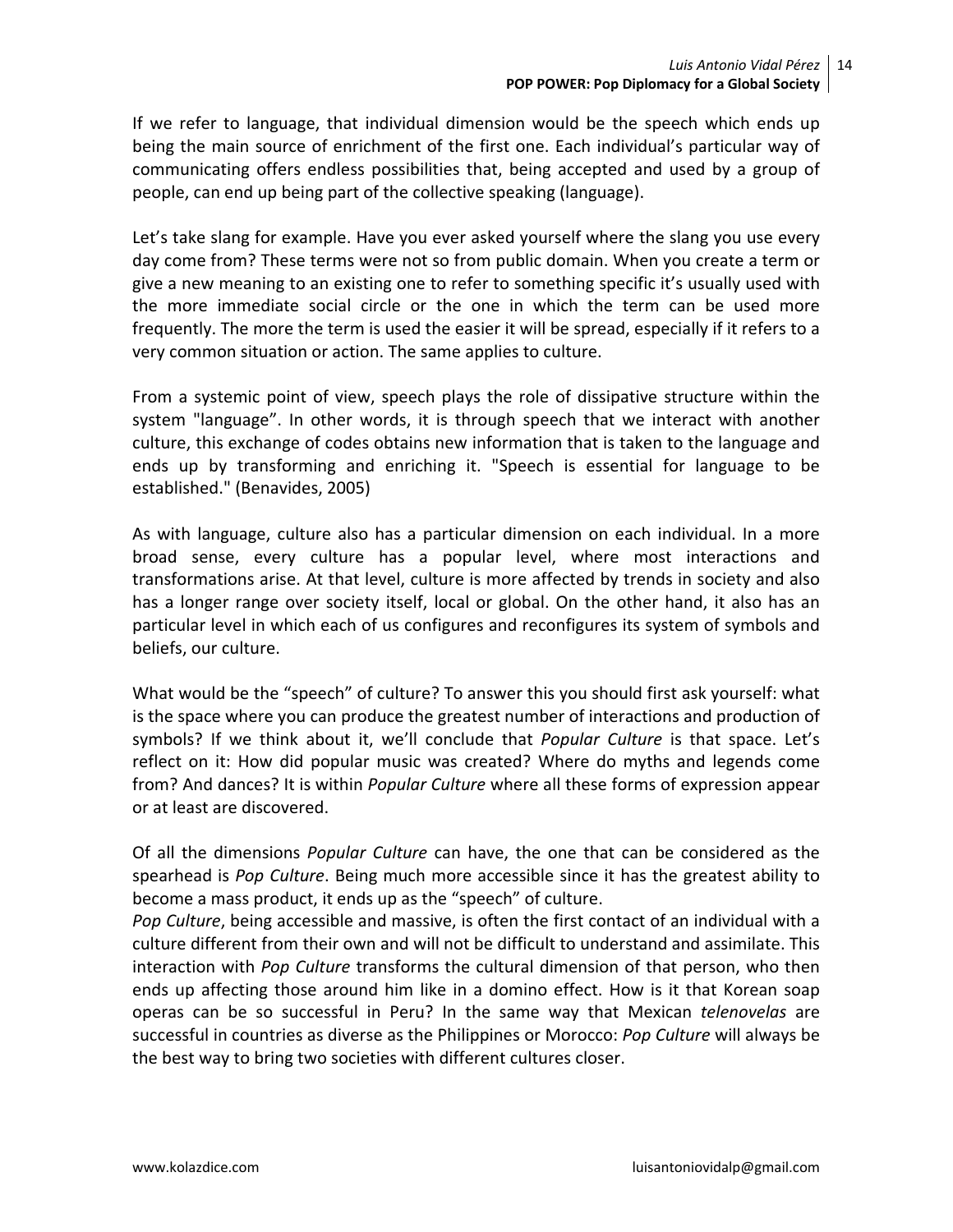If we refer to language, that individual dimension would be the speech which ends up being the main source of enrichment of the first one. Each individual's particular way of communicating offers endless possibilities that, being accepted and used by a group of people, can end up being part of the collective speaking (language).

Let's take slang for example. Have you ever asked yourself where the slang you use every day come from? These terms were not so from public domain. When you create a term or give a new meaning to an existing one to refer to something specific it's usually used with the more immediate social circle or the one in which the term can be used more frequently. The more the term is used the easier it will be spread, especially if it refers to a very common situation or action. The same applies to culture.

From a systemic point of view, speech plays the role of dissipative structure within the system "language". In other words, it is through speech that we interact with another culture, this exchange of codes obtains new information that is taken to the language and ends up by transforming and enriching it. "Speech is essential for language to be established." (Benavides, 2005)

As with language, culture also has a particular dimension on each individual. In a more broad sense, every culture has a popular level, where most interactions and transformations arise. At that level, culture is more affected by trends in society and also has a longer range over society itself, local or global. On the other hand, it also has an particular level in which each of us configures and reconfigures its system of symbols and beliefs, our culture.

What would be the "speech" of culture? To answer this you should first ask yourself: what is the space where you can produce the greatest number of interactions and production of symbols? If we think about it, we'll conclude that *Popular Culture* is that space. Let's reflect on it: How did popular music was created? Where do myths and legends come from? And dances? It is within *Popular Culture* where all these forms of expression appear or at least are discovered.

Of all the dimensions *Popular Culture* can have, the one that can be considered as the spearhead is *Pop Culture*. Being much more accessible since it has the greatest ability to become a mass product, it ends up as the "speech" of culture.
*Pop Culture*, being accessible and massive, is often the first contact of an individual with a culture different from their own and will not be difficult to understand and assimilate. This interaction with *Pop Culture* transforms the cultural dimension of that person, who then ends up affecting those around him like in a domino effect. How is it that Korean soap operas can be so successful in Peru? In the same way that Mexican *telenovelas* are successful in countries as diverse as the Philippines or Morocco: *Pop Culture* will always be the best way to bring two societies with different cultures closer.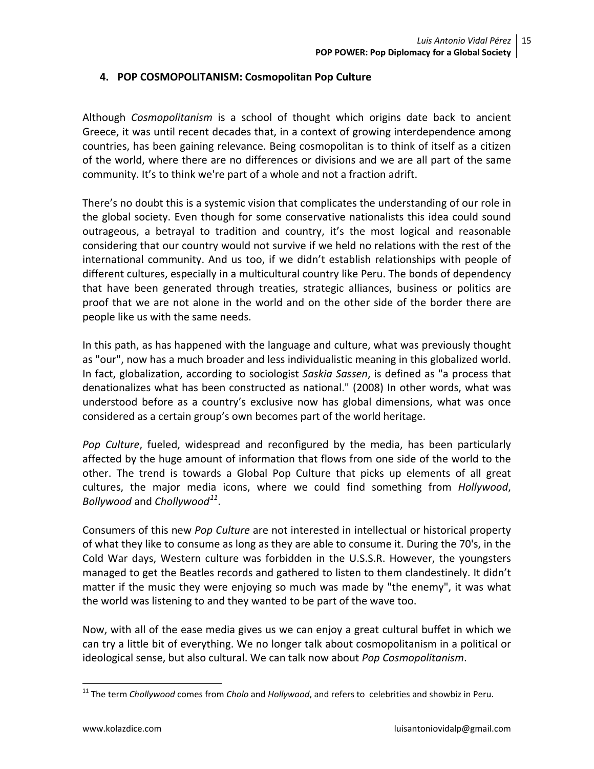## 4. POP COSMOPOLITANISM: Cosmopolitan Pop Culture

Although *Cosmopolitanism* is a school of thought which origins date back to ancient Greece, it was until recent decades that, in a context of growing interdependence among countries, has been gaining relevance. Being cosmopolitan is to think of itself as a citizen of the world, where there are no differences or divisions and we are all part of the same community. It's to think we're part of a whole and not a fraction adrift.

There's no doubt this is a systemic vision that complicates the understanding of our role in the global society. Even though for some conservative nationalists this idea could sound outrageous, a betrayal to tradition and country, it's the most logical and reasonable considering that our country would not survive if we held no relations with the rest of the international community. And us too, if we didn't establish relationships with people of different cultures, especially in a multicultural country like Peru. The bonds of dependency that have been generated through treaties, strategic alliances, business or politics are proof that we are not alone in the world and on the other side of the border there are people like us with the same needs.

In this path, as has happened with the language and culture, what was previously thought as "our", now has a much broader and less individualistic meaning in this globalized world. In fact, globalization, according to sociologist *Saskia Sassen*, is defined as "a process that denationalizes what has been constructed as national." (2008) In other words, what was understood before as a country's exclusive now has global dimensions, what was once considered as a certain group's own becomes part of the world heritage.

*Pop Culture*, fueled, widespread and reconfigured by the media, has been particularly affected by the huge amount of information that flows from one side of the world to the other. The trend is towards a Global Pop Culture that picks up elements of all great cultures, the major media icons, where we could find something from *Hollywood*, *Bollywood* and *Chollywood*[11].

Consumers of this new *Pop Culture* are not interested in intellectual or historical property of what they like to consume as long as they are able to consume it. During the 70's, in the Cold War days, Western culture was forbidden in the U.S.S.R. However, the youngsters managed to get the Beatles records and gathered to listen to them clandestinely. It didn't matter if the music they were enjoying so much was made by "the enemy", it was what the world was listening to and they wanted to be part of the wave too.

Now, with all of the ease media gives us we can enjoy a great cultural buffet in which we can try a little bit of everything. We no longer talk about cosmopolitanism in a political or ideological sense, but also cultural. We can talk now about *Pop Cosmopolitanism*.

---

[11] The term *Chollywood* comes from *Cholo* and *Hollywood*, and refers to celebrities and showbiz in Peru.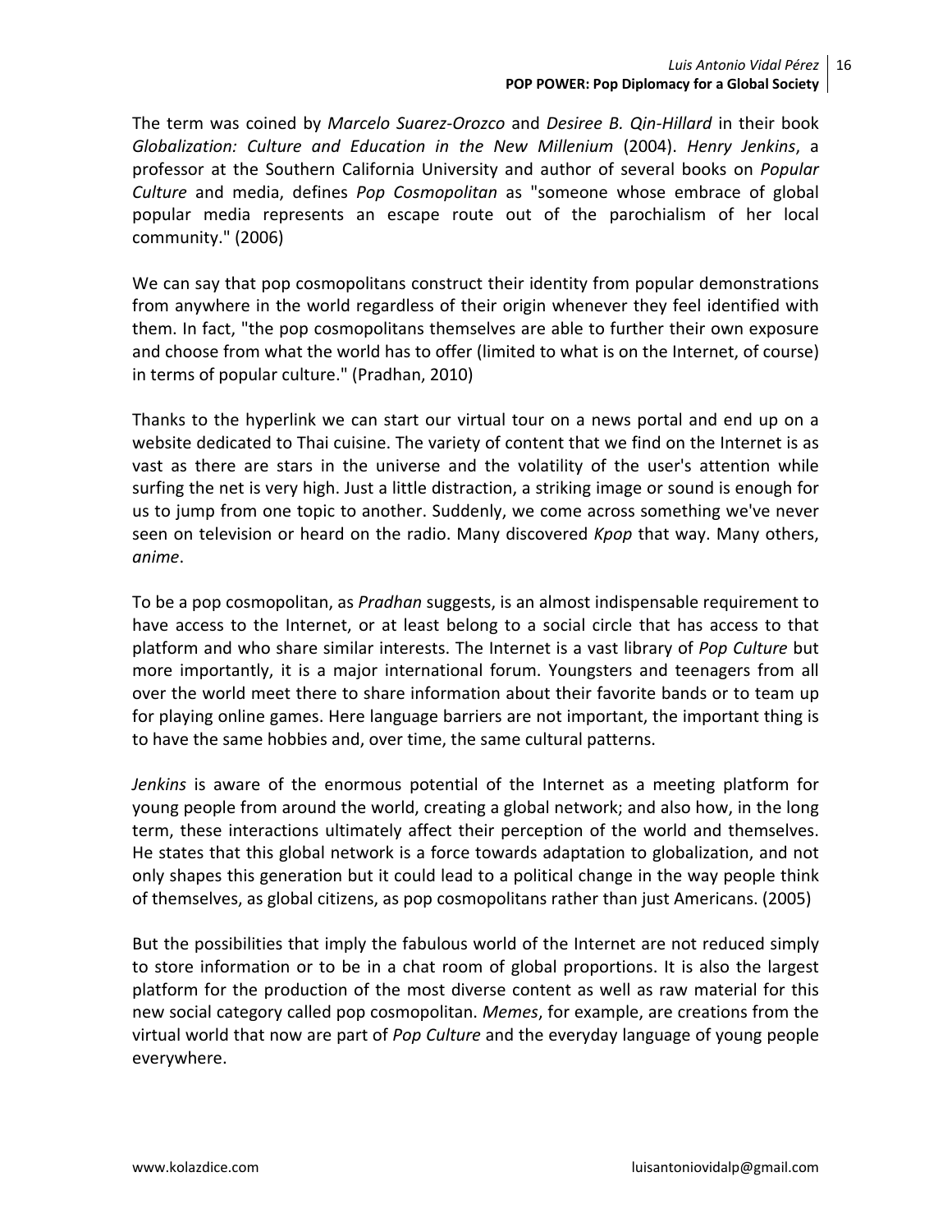The term was coined by *Marcelo Suarez-Orozco* and *Desiree B. Qin-Hillard* in their book *Globalization: Culture and Education in the New Millenium* (2004). *Henry Jenkins*, a professor at the Southern California University and author of several books on *Popular Culture* and media, defines *Pop Cosmopolitan* as "someone whose embrace of global popular media represents an escape route out of the parochialism of her local community." (2006)

We can say that pop cosmopolitans construct their identity from popular demonstrations from anywhere in the world regardless of their origin whenever they feel identified with them. In fact, "the pop cosmopolitans themselves are able to further their own exposure and choose from what the world has to offer (limited to what is on the Internet, of course) in terms of popular culture." (Pradhan, 2010)

Thanks to the hyperlink we can start our virtual tour on a news portal and end up on a website dedicated to Thai cuisine. The variety of content that we find on the Internet is as vast as there are stars in the universe and the volatility of the user's attention while surfing the net is very high. Just a little distraction, a striking image or sound is enough for us to jump from one topic to another. Suddenly, we come across something we've never seen on television or heard on the radio. Many discovered *Kpop* that way. Many others, *anime*.

To be a pop cosmopolitan, as *Pradhan* suggests, is an almost indispensable requirement to have access to the Internet, or at least belong to a social circle that has access to that platform and who share similar interests. The Internet is a vast library of *Pop Culture* but more importantly, it is a major international forum. Youngsters and teenagers from all over the world meet there to share information about their favorite bands or to team up for playing online games. Here language barriers are not important, the important thing is to have the same hobbies and, over time, the same cultural patterns.

*Jenkins* is aware of the enormous potential of the Internet as a meeting platform for young people from around the world, creating a global network; and also how, in the long term, these interactions ultimately affect their perception of the world and themselves. He states that this global network is a force towards adaptation to globalization, and not only shapes this generation but it could lead to a political change in the way people think of themselves, as global citizens, as pop cosmopolitans rather than just Americans. (2005)

But the possibilities that imply the fabulous world of the Internet are not reduced simply to store information or to be in a chat room of global proportions. It is also the largest platform for the production of the most diverse content as well as raw material for this new social category called pop cosmopolitan. *Memes*, for example, are creations from the virtual world that now are part of *Pop Culture* and the everyday language of young people everywhere.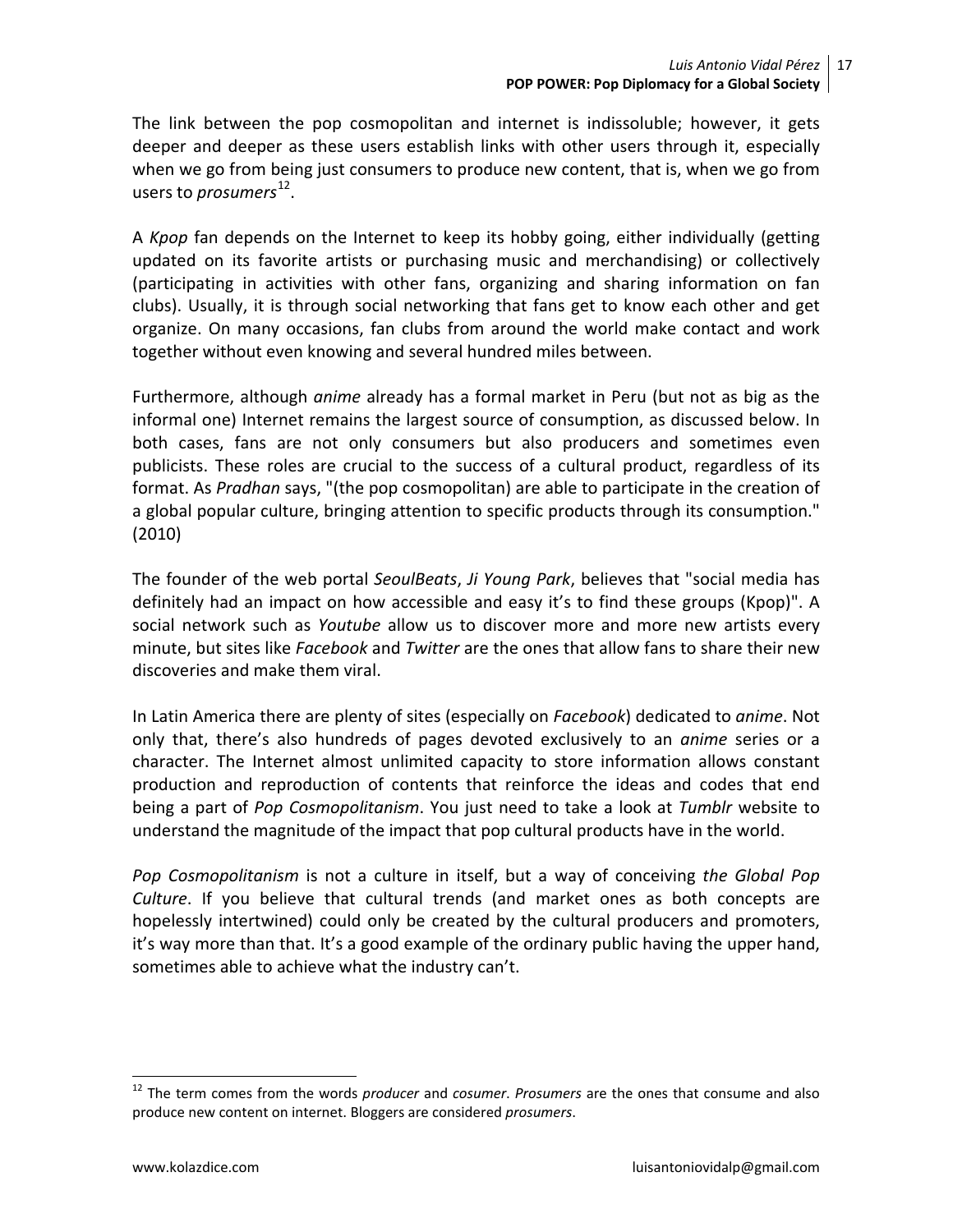The link between the pop cosmopolitan and internet is indissoluble; however, it gets deeper and deeper as these users establish links with other users through it, especially when we go from being just consumers to produce new content, that is, when we go from users to *prosumers*[12].

A *Kpop* fan depends on the Internet to keep its hobby going, either individually (getting updated on its favorite artists or purchasing music and merchandising) or collectively (participating in activities with other fans, organizing and sharing information on fan clubs). Usually, it is through social networking that fans get to know each other and get organize. On many occasions, fan clubs from around the world make contact and work together without even knowing and several hundred miles between.

Furthermore, although *anime* already has a formal market in Peru (but not as big as the informal one) Internet remains the largest source of consumption, as discussed below. In both cases, fans are not only consumers but also producers and sometimes even publicists. These roles are crucial to the success of a cultural product, regardless of its format. As *Pradhan* says, "(the pop cosmopolitan) are able to participate in the creation of a global popular culture, bringing attention to specific products through its consumption." (2010)

The founder of the web portal *SeoulBeats*, *Ji Young Park*, believes that "social media has definitely had an impact on how accessible and easy it's to find these groups (Kpop)". A social network such as *Youtube* allow us to discover more and more new artists every minute, but sites like *Facebook* and *Twitter* are the ones that allow fans to share their new discoveries and make them viral.

In Latin America there are plenty of sites (especially on *Facebook*) dedicated to *anime*. Not only that, there's also hundreds of pages devoted exclusively to an *anime* series or a character. The Internet almost unlimited capacity to store information allows constant production and reproduction of contents that reinforce the ideas and codes that end being a part of *Pop Cosmopolitanism*. You just need to take a look at *Tumblr* website to understand the magnitude of the impact that pop cultural products have in the world.

*Pop Cosmopolitanism* is not a culture in itself, but a way of conceiving *the Global Pop Culture*. If you believe that cultural trends (and market ones as both concepts are hopelessly intertwined) could only be created by the cultural producers and promoters, it's way more than that. It's a good example of the ordinary public having the upper hand, sometimes able to achieve what the industry can't.

---

[12] The term comes from the words *producer* and *cosumer*. *Prosumers* are the ones that consume and also produce new content on internet. Bloggers are considered *prosumers*.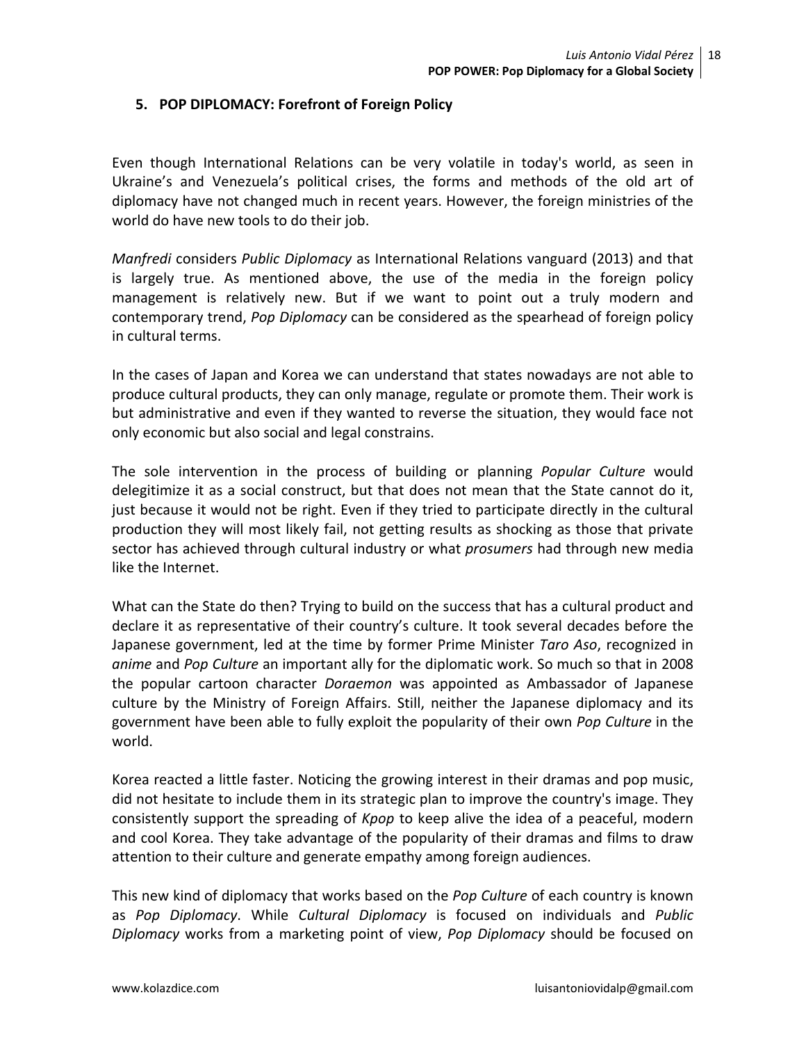## 5. POP DIPLOMACY: Forefront of Foreign Policy

Even though International Relations can be very volatile in today's world, as seen in Ukraine's and Venezuela's political crises, the forms and methods of the old art of diplomacy have not changed much in recent years. However, the foreign ministries of the world do have new tools to do their job.

*Manfredi* considers *Public Diplomacy* as International Relations vanguard (2013) and that is largely true. As mentioned above, the use of the media in the foreign policy management is relatively new. But if we want to point out a truly modern and contemporary trend, *Pop Diplomacy* can be considered as the spearhead of foreign policy in cultural terms.

In the cases of Japan and Korea we can understand that states nowadays are not able to produce cultural products, they can only manage, regulate or promote them. Their work is but administrative and even if they wanted to reverse the situation, they would face not only economic but also social and legal constrains.

The sole intervention in the process of building or planning *Popular Culture* would delegitimize it as a social construct, but that does not mean that the State cannot do it, just because it would not be right. Even if they tried to participate directly in the cultural production they will most likely fail, not getting results as shocking as those that private sector has achieved through cultural industry or what *prosumers* had through new media like the Internet.

What can the State do then? Trying to build on the success that has a cultural product and declare it as representative of their country's culture. It took several decades before the Japanese government, led at the time by former Prime Minister *Taro Aso*, recognized in *anime* and *Pop Culture* an important ally for the diplomatic work. So much so that in 2008 the popular cartoon character *Doraemon* was appointed as Ambassador of Japanese culture by the Ministry of Foreign Affairs. Still, neither the Japanese diplomacy and its government have been able to fully exploit the popularity of their own *Pop Culture* in the world.

Korea reacted a little faster. Noticing the growing interest in their dramas and pop music, did not hesitate to include them in its strategic plan to improve the country's image. They consistently support the spreading of *Kpop* to keep alive the idea of a peaceful, modern and cool Korea. They take advantage of the popularity of their dramas and films to draw attention to their culture and generate empathy among foreign audiences.

This new kind of diplomacy that works based on the *Pop Culture* of each country is known as *Pop Diplomacy*. While *Cultural Diplomacy* is focused on individuals and *Public Diplomacy* works from a marketing point of view, *Pop Diplomacy* should be focused on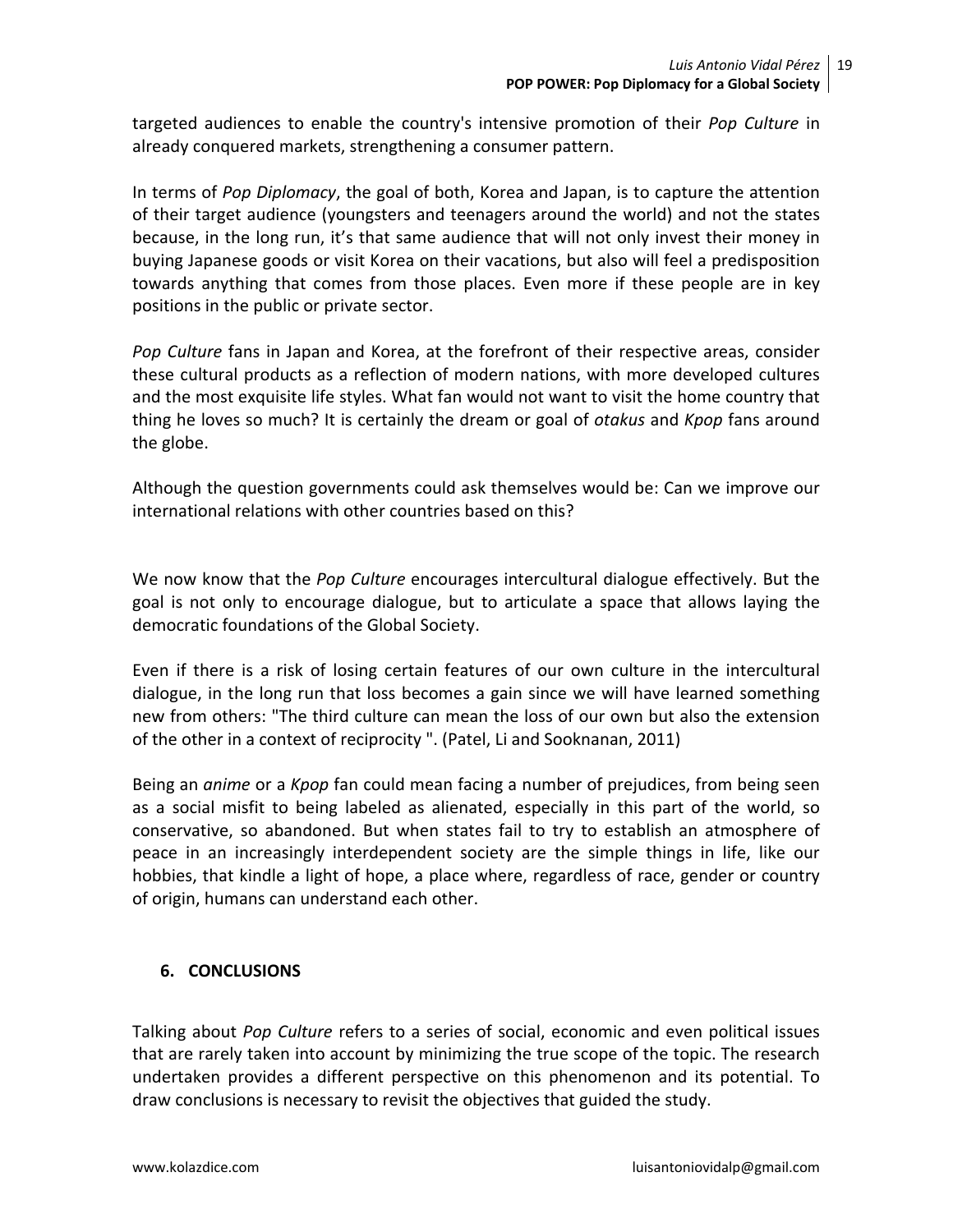targeted audiences to enable the country's intensive promotion of their *Pop Culture* in already conquered markets, strengthening a consumer pattern.

In terms of *Pop Diplomacy*, the goal of both, Korea and Japan, is to capture the attention of their target audience (youngsters and teenagers around the world) and not the states because, in the long run, it's that same audience that will not only invest their money in buying Japanese goods or visit Korea on their vacations, but also will feel a predisposition towards anything that comes from those places. Even more if these people are in key positions in the public or private sector.

*Pop Culture* fans in Japan and Korea, at the forefront of their respective areas, consider these cultural products as a reflection of modern nations, with more developed cultures and the most exquisite life styles. What fan would not want to visit the home country that thing he loves so much? It is certainly the dream or goal of *otakus* and *Kpop* fans around the globe.

Although the question governments could ask themselves would be: Can we improve our international relations with other countries based on this?

We now know that the *Pop Culture* encourages intercultural dialogue effectively. But the goal is not only to encourage dialogue, but to articulate a space that allows laying the democratic foundations of the Global Society.

Even if there is a risk of losing certain features of our own culture in the intercultural dialogue, in the long run that loss becomes a gain since we will have learned something new from others: "The third culture can mean the loss of our own but also the extension of the other in a context of reciprocity ". (Patel, Li and Sooknanan, 2011)

Being an *anime* or a *Kpop* fan could mean facing a number of prejudices, from being seen as a social misfit to being labeled as alienated, especially in this part of the world, so conservative, so abandoned. But when states fail to try to establish an atmosphere of peace in an increasingly interdependent society are the simple things in life, like our hobbies, that kindle a light of hope, a place where, regardless of race, gender or country of origin, humans can understand each other.

## 6. CONCLUSIONS

Talking about *Pop Culture* refers to a series of social, economic and even political issues that are rarely taken into account by minimizing the true scope of the topic. The research undertaken provides a different perspective on this phenomenon and its potential. To draw conclusions is necessary to revisit the objectives that guided the study.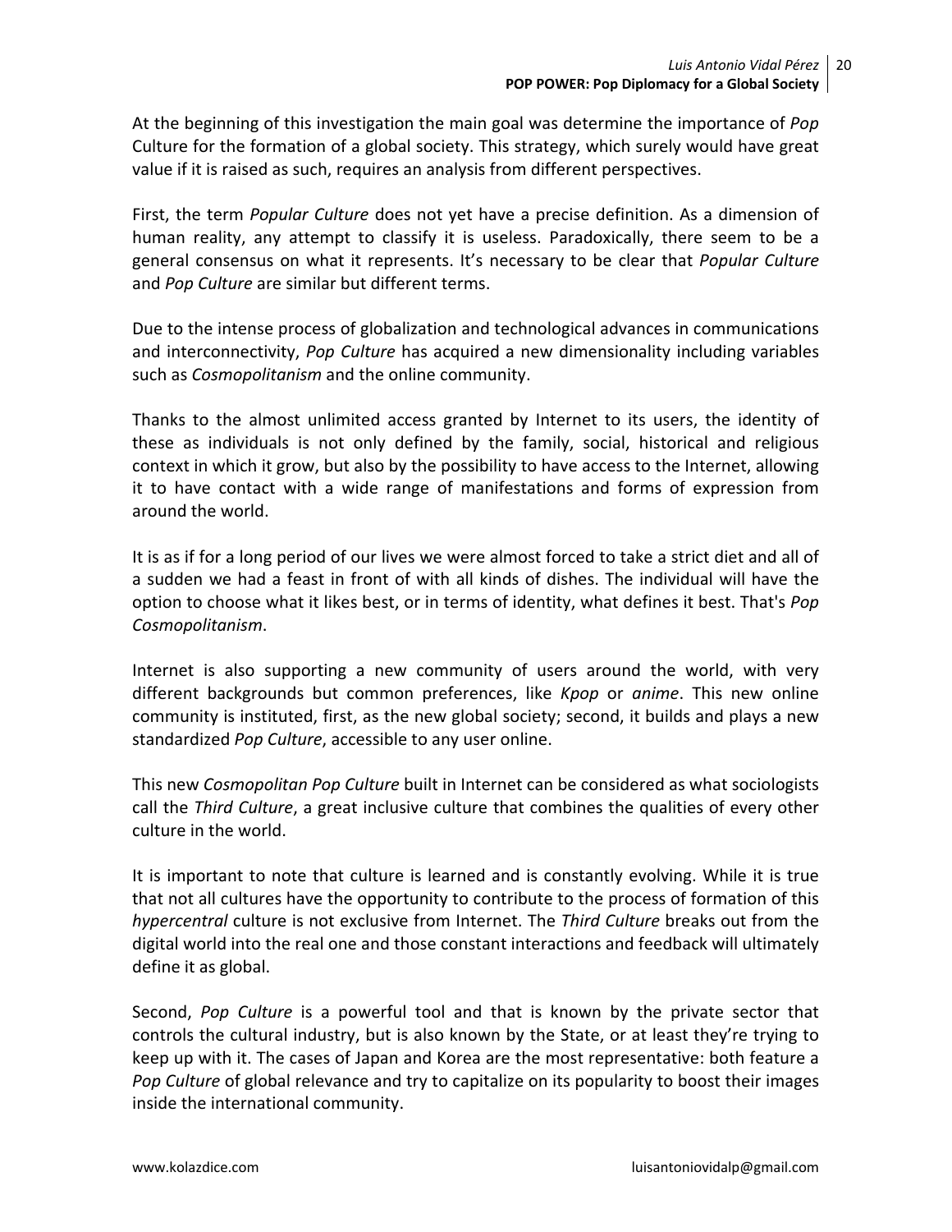At the beginning of this investigation the main goal was determine the importance of *Pop* Culture for the formation of a global society. This strategy, which surely would have great value if it is raised as such, requires an analysis from different perspectives.

First, the term *Popular Culture* does not yet have a precise definition. As a dimension of human reality, any attempt to classify it is useless. Paradoxically, there seem to be a general consensus on what it represents. It's necessary to be clear that *Popular Culture* and *Pop Culture* are similar but different terms.

Due to the intense process of globalization and technological advances in communications and interconnectivity, *Pop Culture* has acquired a new dimensionality including variables such as *Cosmopolitanism* and the online community.

Thanks to the almost unlimited access granted by Internet to its users, the identity of these as individuals is not only defined by the family, social, historical and religious context in which it grow, but also by the possibility to have access to the Internet, allowing it to have contact with a wide range of manifestations and forms of expression from around the world.

It is as if for a long period of our lives we were almost forced to take a strict diet and all of a sudden we had a feast in front of with all kinds of dishes. The individual will have the option to choose what it likes best, or in terms of identity, what defines it best. That's *Pop Cosmopolitanism*.

Internet is also supporting a new community of users around the world, with very different backgrounds but common preferences, like *Kpop* or *anime*. This new online community is instituted, first, as the new global society; second, it builds and plays a new standardized *Pop Culture*, accessible to any user online.

This new *Cosmopolitan Pop Culture* built in Internet can be considered as what sociologists call the *Third Culture*, a great inclusive culture that combines the qualities of every other culture in the world.

It is important to note that culture is learned and is constantly evolving. While it is true that not all cultures have the opportunity to contribute to the process of formation of this *hypercentral* culture is not exclusive from Internet. The *Third Culture* breaks out from the digital world into the real one and those constant interactions and feedback will ultimately define it as global.

Second, *Pop Culture* is a powerful tool and that is known by the private sector that controls the cultural industry, but is also known by the State, or at least they're trying to keep up with it. The cases of Japan and Korea are the most representative: both feature a *Pop Culture* of global relevance and try to capitalize on its popularity to boost their images inside the international community.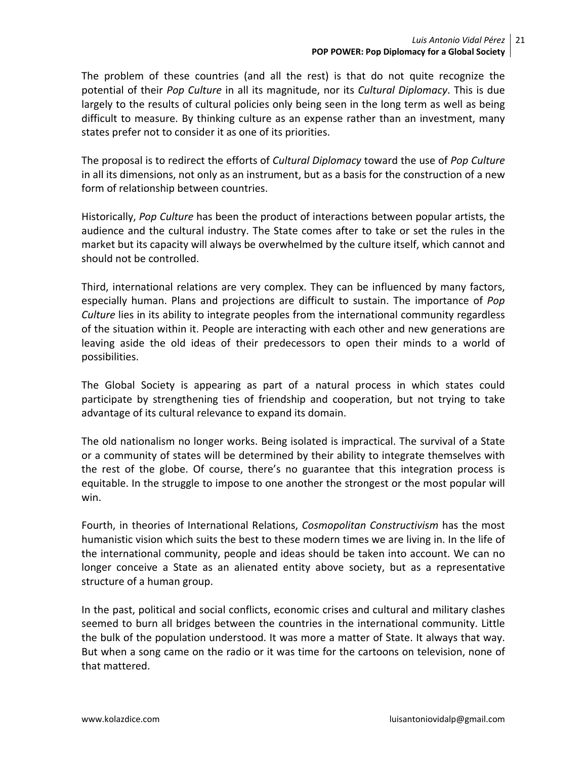The problem of these countries (and all the rest) is that do not quite recognize the potential of their *Pop Culture* in all its magnitude, nor its *Cultural Diplomacy*. This is due largely to the results of cultural policies only being seen in the long term as well as being difficult to measure. By thinking culture as an expense rather than an investment, many states prefer not to consider it as one of its priorities.

The proposal is to redirect the efforts of *Cultural Diplomacy* toward the use of *Pop Culture* in all its dimensions, not only as an instrument, but as a basis for the construction of a new form of relationship between countries.

Historically, *Pop Culture* has been the product of interactions between popular artists, the audience and the cultural industry. The State comes after to take or set the rules in the market but its capacity will always be overwhelmed by the culture itself, which cannot and should not be controlled.

Third, international relations are very complex. They can be influenced by many factors, especially human. Plans and projections are difficult to sustain. The importance of *Pop Culture* lies in its ability to integrate peoples from the international community regardless of the situation within it. People are interacting with each other and new generations are leaving aside the old ideas of their predecessors to open their minds to a world of possibilities.

The Global Society is appearing as part of a natural process in which states could participate by strengthening ties of friendship and cooperation, but not trying to take advantage of its cultural relevance to expand its domain.

The old nationalism no longer works. Being isolated is impractical. The survival of a State or a community of states will be determined by their ability to integrate themselves with the rest of the globe. Of course, there's no guarantee that this integration process is equitable. In the struggle to impose to one another the strongest or the most popular will win.

Fourth, in theories of International Relations, *Cosmopolitan Constructivism* has the most humanistic vision which suits the best to these modern times we are living in. In the life of the international community, people and ideas should be taken into account. We can no longer conceive a State as an alienated entity above society, but as a representative structure of a human group.

In the past, political and social conflicts, economic crises and cultural and military clashes seemed to burn all bridges between the countries in the international community. Little the bulk of the population understood. It was more a matter of State. It always that way. But when a song came on the radio or it was time for the cartoons on television, none of that mattered.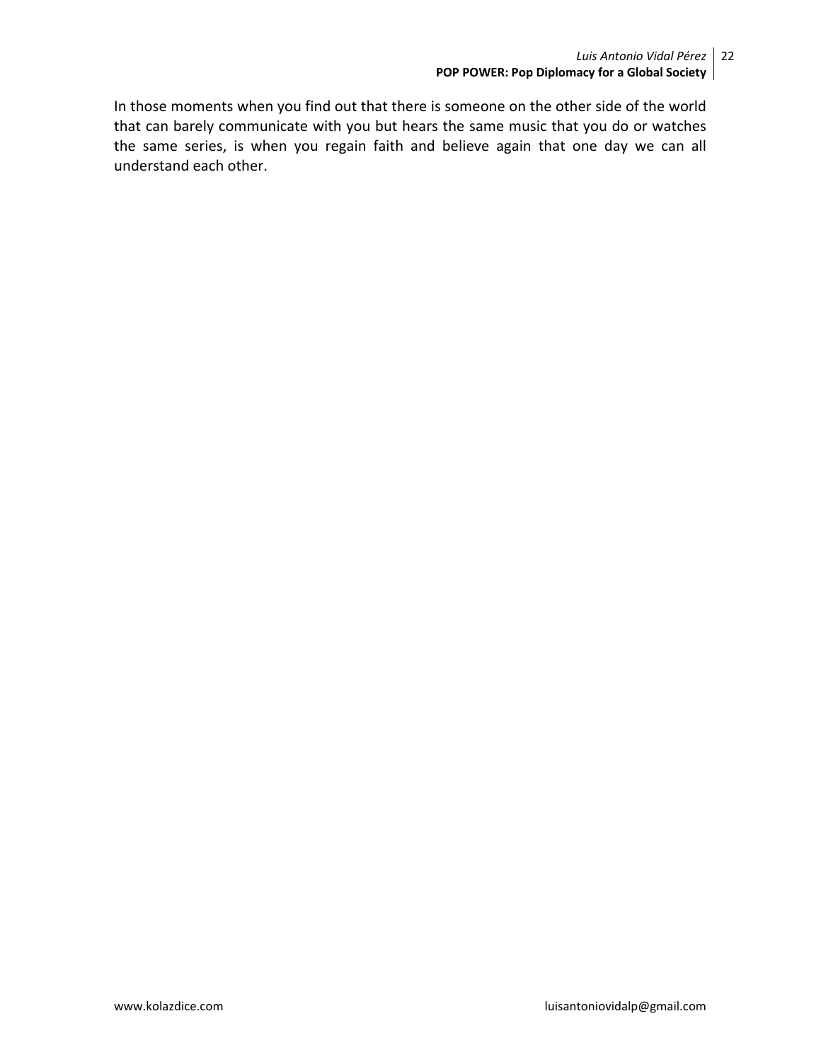In those moments when you find out that there is someone on the other side of the world that can barely communicate with you but hears the same music that you do or watches the same series, is when you regain faith and believe again that one day we can all understand each other.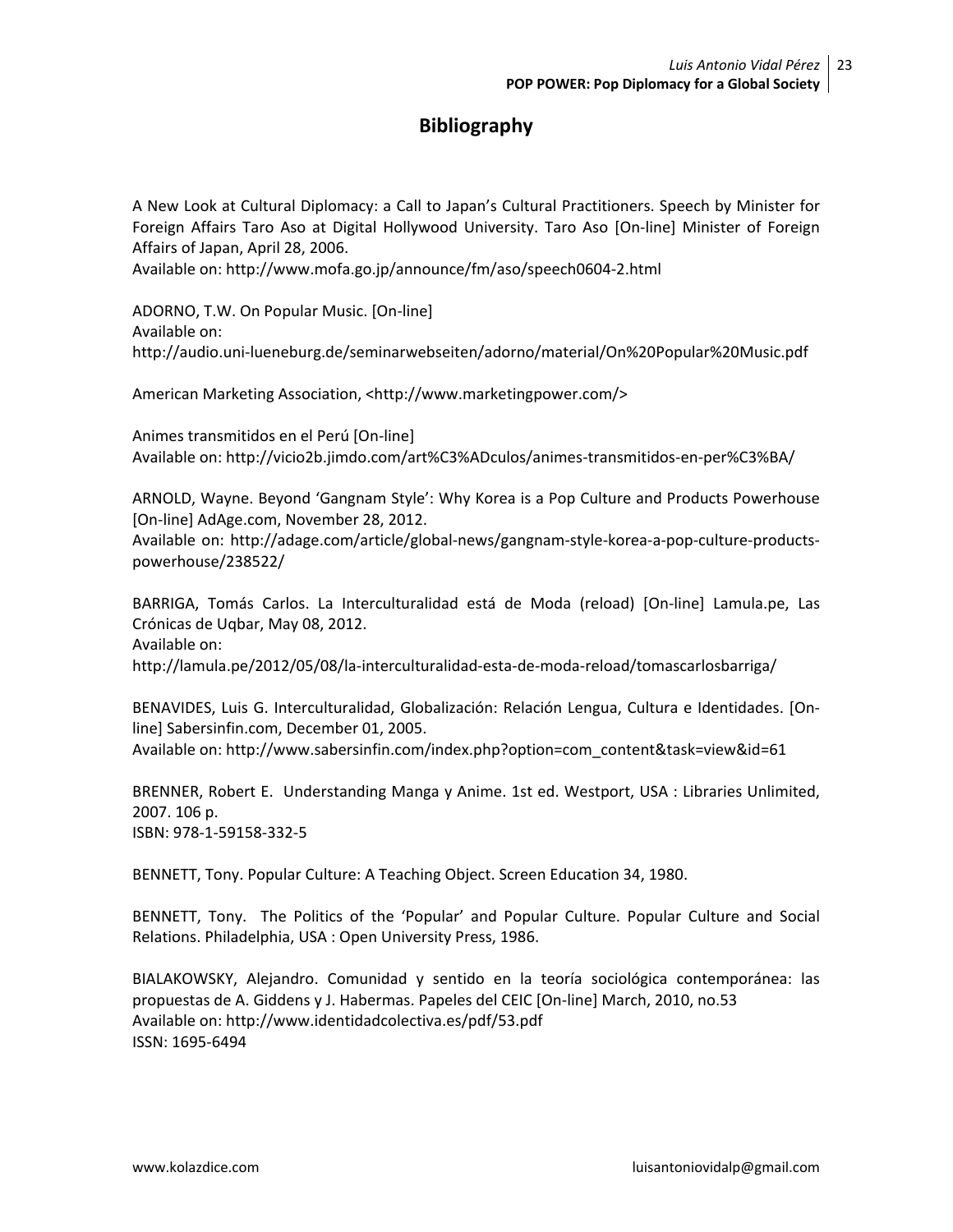# Bibliography

A New Look at Cultural Diplomacy: a Call to Japan's Cultural Practitioners. Speech by Minister for Foreign Affairs Taro Aso at Digital Hollywood University. Taro Aso [On-line] Minister of Foreign Affairs of Japan, April 28, 2006.
Available on: http://www.mofa.go.jp/announce/fm/aso/speech0604-2.html

ADORNO, T.W. On Popular Music. [On-line]
Available on:
http://audio.uni-lueneburg.de/seminarwebseiten/adorno/material/On%20Popular%20Music.pdf

American Marketing Association, <http://www.marketingpower.com/>

Animes transmitidos en el Perú [On-line]
Available on: http://vicio2b.jimdo.com/art%C3%ADculos/animes-transmitidos-en-per%C3%BA/

ARNOLD, Wayne. Beyond 'Gangnam Style': Why Korea is a Pop Culture and Products Powerhouse [On-line] AdAge.com, November 28, 2012.
Available on: http://adage.com/article/global-news/gangnam-style-korea-a-pop-culture-products-powerhouse/238522/

BARRIGA, Tomás Carlos. La Interculturalidad está de Moda (reload) [On-line] Lamula.pe, Las Crónicas de Uqbar, May 08, 2012.
Available on:
http://lamula.pe/2012/05/08/la-interculturalidad-esta-de-moda-reload/tomascarlosbarriga/

BENAVIDES, Luis G. Interculturalidad, Globalización: Relación Lengua, Cultura e Identidades. [On-line] Sabersinfin.com, December 01, 2005.
Available on: http://www.sabersinfin.com/index.php?option=com_content&task=view&id=61

BRENNER, Robert E. Understanding Manga y Anime. 1st ed. Westport, USA : Libraries Unlimited, 2007. 106 p.
ISBN: 978-1-59158-332-5

BENNETT, Tony. Popular Culture: A Teaching Object. Screen Education 34, 1980.

BENNETT, Tony. The Politics of the 'Popular' and Popular Culture. Popular Culture and Social Relations. Philadelphia, USA : Open University Press, 1986.

BIALAKOWSKY, Alejandro. Comunidad y sentido en la teoría sociológica contemporánea: las propuestas de A. Giddens y J. Habermas. Papeles del CEIC [On-line] March, 2010, no.53
Available on: http://www.identidadcolectiva.es/pdf/53.pdf
ISSN: 1695-6494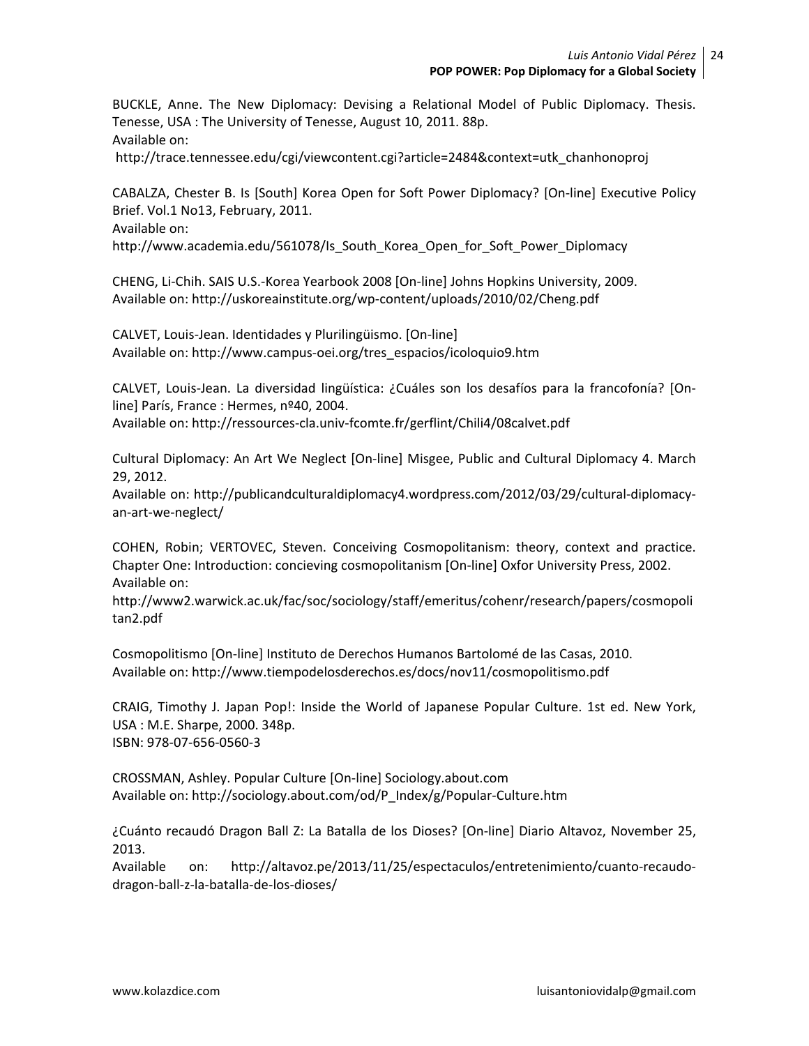BUCKLE, Anne. The New Diplomacy: Devising a Relational Model of Public Diplomacy. Thesis. Tenesse, USA : The University of Tenesse, August 10, 2011. 88p.
Available on:
http://trace.tennessee.edu/cgi/viewcontent.cgi?article=2484&context=utk_chanhonoproj

CABALZA, Chester B. Is [South] Korea Open for Soft Power Diplomacy? [On-line] Executive Policy Brief. Vol.1 No13, February, 2011.
Available on:
http://www.academia.edu/561078/Is_South_Korea_Open_for_Soft_Power_Diplomacy

CHENG, Li-Chih. SAIS U.S.-Korea Yearbook 2008 [On-line] Johns Hopkins University, 2009.
Available on: http://uskoreainstitute.org/wp-content/uploads/2010/02/Cheng.pdf

CALVET, Louis-Jean. Identidades y Plurilingüismo. [On-line]
Available on: http://www.campus-oei.org/tres_espacios/icoloquio9.htm

CALVET, Louis-Jean. La diversidad lingüística: ¿Cuáles son los desafíos para la francofonía? [On-line] París, France : Hermes, nº40, 2004.
Available on: http://ressources-cla.univ-fcomte.fr/gerflint/Chili4/08calvet.pdf

Cultural Diplomacy: An Art We Neglect [On-line] Misgee, Public and Cultural Diplomacy 4. March 29, 2012.
Available on: http://publicandculturaldiplomacy4.wordpress.com/2012/03/29/cultural-diplomacy-an-art-we-neglect/

COHEN, Robin; VERTOVEC, Steven. Conceiving Cosmopolitanism: theory, context and practice. Chapter One: Introduction: concieving cosmopolitanism [On-line] Oxfor University Press, 2002.
Available on:
http://www2.warwick.ac.uk/fac/soc/sociology/staff/emeritus/cohenr/research/papers/cosmopolitan2.pdf

Cosmopolitismo [On-line] Instituto de Derechos Humanos Bartolomé de las Casas, 2010.
Available on: http://www.tiempodelosderechos.es/docs/nov11/cosmopolitismo.pdf

CRAIG, Timothy J. Japan Pop!: Inside the World of Japanese Popular Culture. 1st ed. New York, USA : M.E. Sharpe, 2000. 348p.
ISBN: 978-07-656-0560-3

CROSSMAN, Ashley. Popular Culture [On-line] Sociology.about.com
Available on: http://sociology.about.com/od/P_Index/g/Popular-Culture.htm

¿Cuánto recaudó Dragon Ball Z: La Batalla de los Dioses? [On-line] Diario Altavoz, November 25, 2013.
Available on: http://altavoz.pe/2013/11/25/espectaculos/entretenimiento/cuanto-recaudo-dragon-ball-z-la-batalla-de-los-dioses/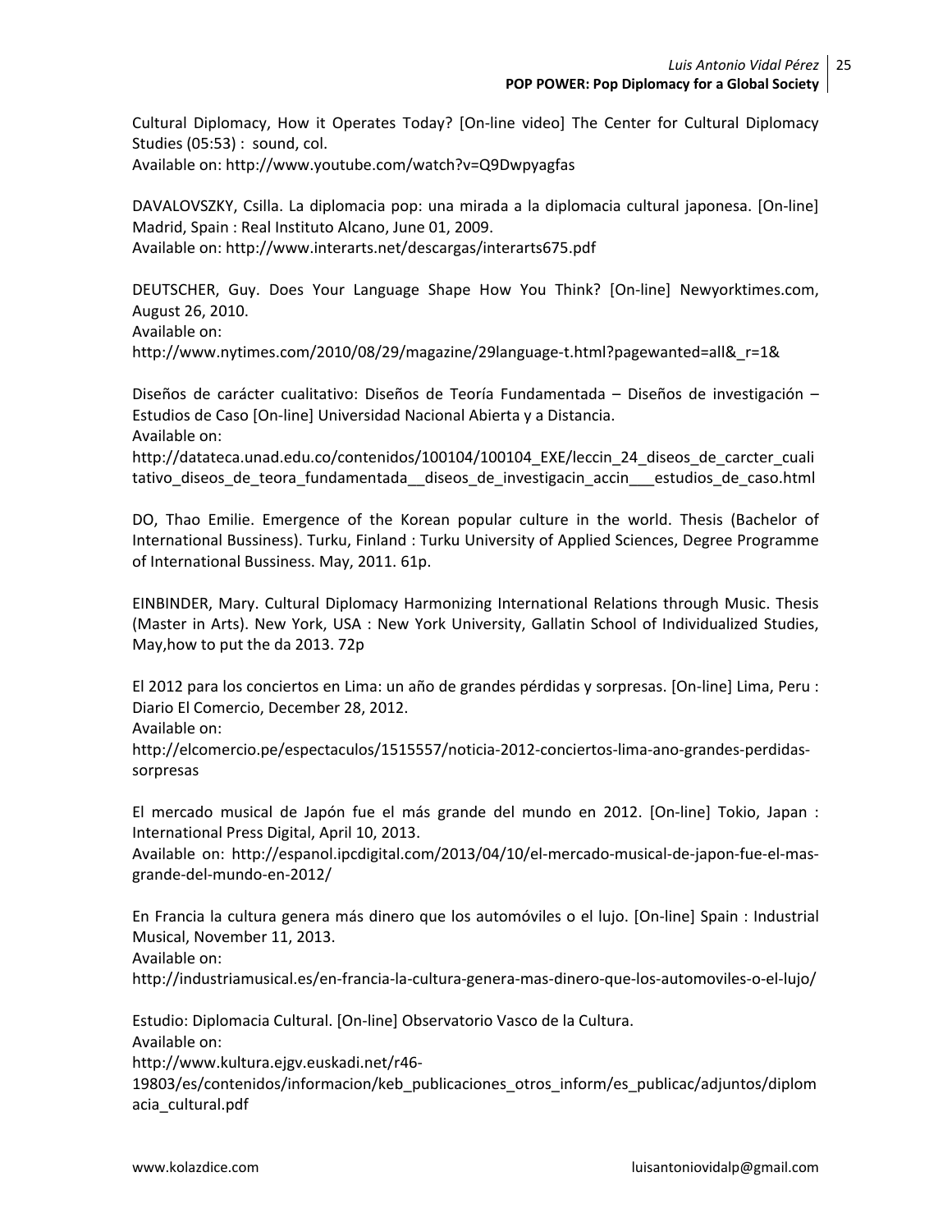Cultural Diplomacy, How it Operates Today? [On-line video] The Center for Cultural Diplomacy Studies (05:53) : sound, col.
Available on: http://www.youtube.com/watch?v=Q9Dwpyagfas

DAVALOVSZKY, Csilla. La diplomacia pop: una mirada a la diplomacia cultural japonesa. [On-line] Madrid, Spain : Real Instituto Alcano, June 01, 2009.
Available on: http://www.interarts.net/descargas/interarts675.pdf

DEUTSCHER, Guy. Does Your Language Shape How You Think? [On-line] Newyorktimes.com, August 26, 2010.
Available on:
http://www.nytimes.com/2010/08/29/magazine/29language-t.html?pagewanted=all&_r=1&

Diseños de carácter cualitativo: Diseños de Teoría Fundamentada – Diseños de investigación – Estudios de Caso [On-line] Universidad Nacional Abierta y a Distancia.
Available on:
http://datateca.unad.edu.co/contenidos/100104/100104_EXE/leccin_24_diseos_de_carcter_cualitativo_diseos_de_teora_fundamentada__diseos_de_investigacin_accin___estudios_de_caso.html

DO, Thao Emilie. Emergence of the Korean popular culture in the world. Thesis (Bachelor of International Bussiness). Turku, Finland : Turku University of Applied Sciences, Degree Programme of International Bussiness. May, 2011. 61p.

EINBINDER, Mary. Cultural Diplomacy Harmonizing International Relations through Music. Thesis (Master in Arts). New York, USA : New York University, Gallatin School of Individualized Studies, May,how to put the da 2013. 72p

El 2012 para los conciertos en Lima: un año de grandes pérdidas y sorpresas. [On-line] Lima, Peru : Diario El Comercio, December 28, 2012.
Available on:
http://elcomercio.pe/espectaculos/1515557/noticia-2012-conciertos-lima-ano-grandes-perdidas-sorpresas

El mercado musical de Japón fue el más grande del mundo en 2012. [On-line] Tokio, Japan : International Press Digital, April 10, 2013.
Available on: http://espanol.ipcdigital.com/2013/04/10/el-mercado-musical-de-japon-fue-el-mas-grande-del-mundo-en-2012/

En Francia la cultura genera más dinero que los automóviles o el lujo. [On-line] Spain : Industrial Musical, November 11, 2013.
Available on:
http://industriamusical.es/en-francia-la-cultura-genera-mas-dinero-que-los-automoviles-o-el-lujo/

Estudio: Diplomacia Cultural. [On-line] Observatorio Vasco de la Cultura.
Available on:
http://www.kultura.ejgv.euskadi.net/r46-19803/es/contenidos/informacion/keb_publicaciones_otros_inform/es_publicac/adjuntos/diplomacia_cultural.pdf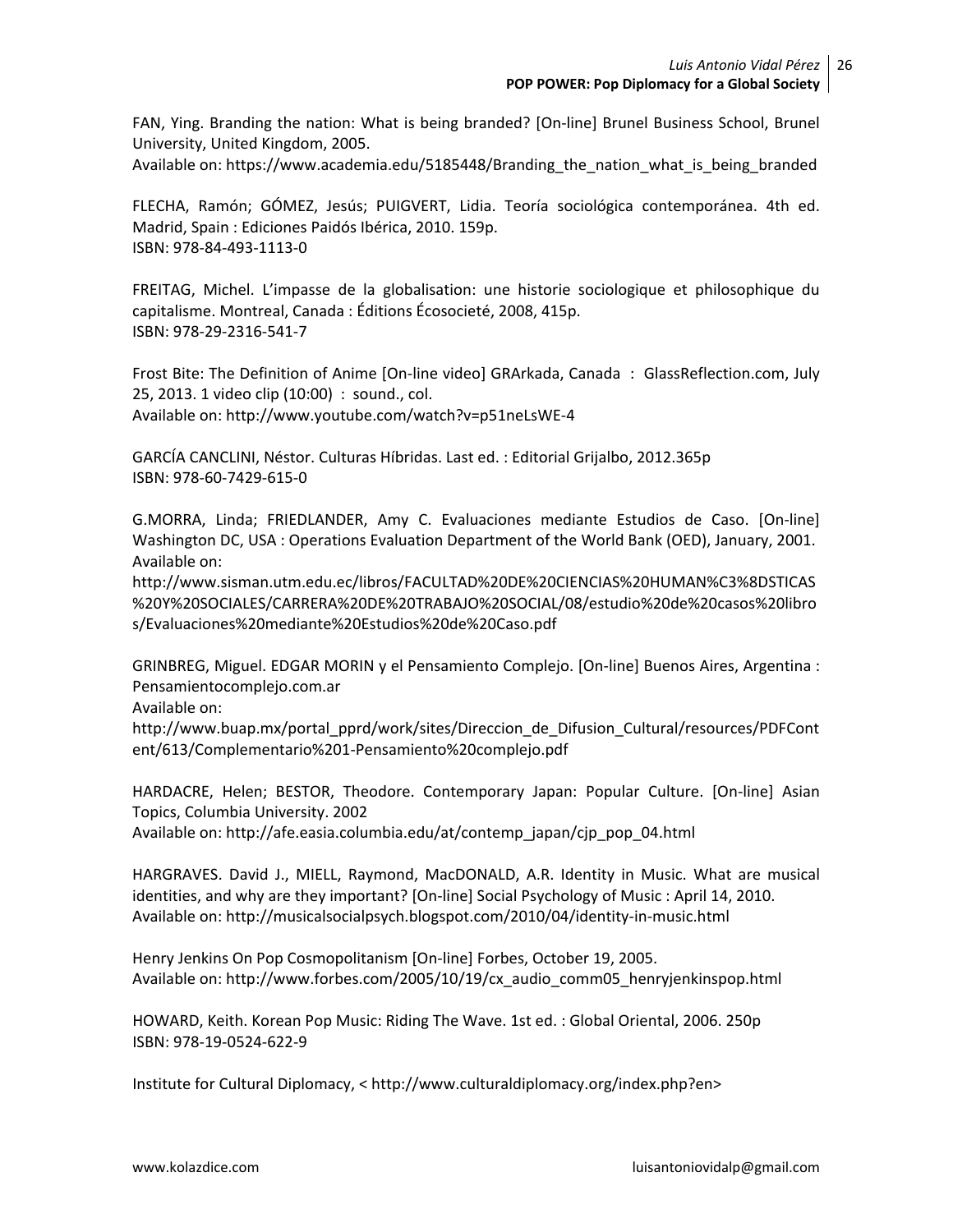FAN, Ying. Branding the nation: What is being branded? [On-line] Brunel Business School, Brunel University, United Kingdom, 2005.
Available on: https://www.academia.edu/5185448/Branding_the_nation_what_is_being_branded

FLECHA, Ramón; GÓMEZ, Jesús; PUIGVERT, Lidia. Teoría sociológica contemporánea. 4th ed. Madrid, Spain : Ediciones Paidós Ibérica, 2010. 159p.
ISBN: 978-84-493-1113-0

FREITAG, Michel. L'impasse de la globalisation: une historie sociologique et philosophique du capitalisme. Montreal, Canada : Éditions Écosocieté, 2008, 415p.
ISBN: 978-29-2316-541-7

Frost Bite: The Definition of Anime [On-line video] GRArkada, Canada : GlassReflection.com, July 25, 2013. 1 video clip (10:00) : sound., col.
Available on: http://www.youtube.com/watch?v=p51neLsWE-4

GARCÍA CANCLINI, Néstor. Culturas Híbridas. Last ed. : Editorial Grijalbo, 2012.365p
ISBN: 978-60-7429-615-0

G.MORRA, Linda; FRIEDLANDER, Amy C. Evaluaciones mediante Estudios de Caso. [On-line] Washington DC, USA : Operations Evaluation Department of the World Bank (OED), January, 2001.
Available on:
http://www.sisman.utm.edu.ec/libros/FACULTAD%20DE%20CIENCIAS%20HUMAN%C3%8DSTICAS%20Y%20SOCIALES/CARRERA%20DE%20TRABAJO%20SOCIAL/08/estudio%20de%20casos%20libros/Evaluaciones%20mediante%20Estudios%20de%20Caso.pdf

GRINBREG, Miguel. EDGAR MORIN y el Pensamiento Complejo. [On-line] Buenos Aires, Argentina : Pensamientocomplejo.com.ar
Available on:
http://www.buap.mx/portal_pprd/work/sites/Direccion_de_Difusion_Cultural/resources/PDFContent/613/Complementario%201-Pensamiento%20complejo.pdf

HARDACRE, Helen; BESTOR, Theodore. Contemporary Japan: Popular Culture. [On-line] Asian Topics, Columbia University. 2002
Available on: http://afe.easia.columbia.edu/at/contemp_japan/cjp_pop_04.html

HARGRAVES. David J., MIELL, Raymond, MacDONALD, A.R. Identity in Music. What are musical identities, and why are they important? [On-line] Social Psychology of Music : April 14, 2010.
Available on: http://musicalsocialpsych.blogspot.com/2010/04/identity-in-music.html

Henry Jenkins On Pop Cosmopolitanism [On-line] Forbes, October 19, 2005.
Available on: http://www.forbes.com/2005/10/19/cx_audio_comm05_henryjenkinspop.html

HOWARD, Keith. Korean Pop Music: Riding The Wave. 1st ed. : Global Oriental, 2006. 250p
ISBN: 978-19-0524-622-9

Institute for Cultural Diplomacy, < http://www.culturaldiplomacy.org/index.php?en>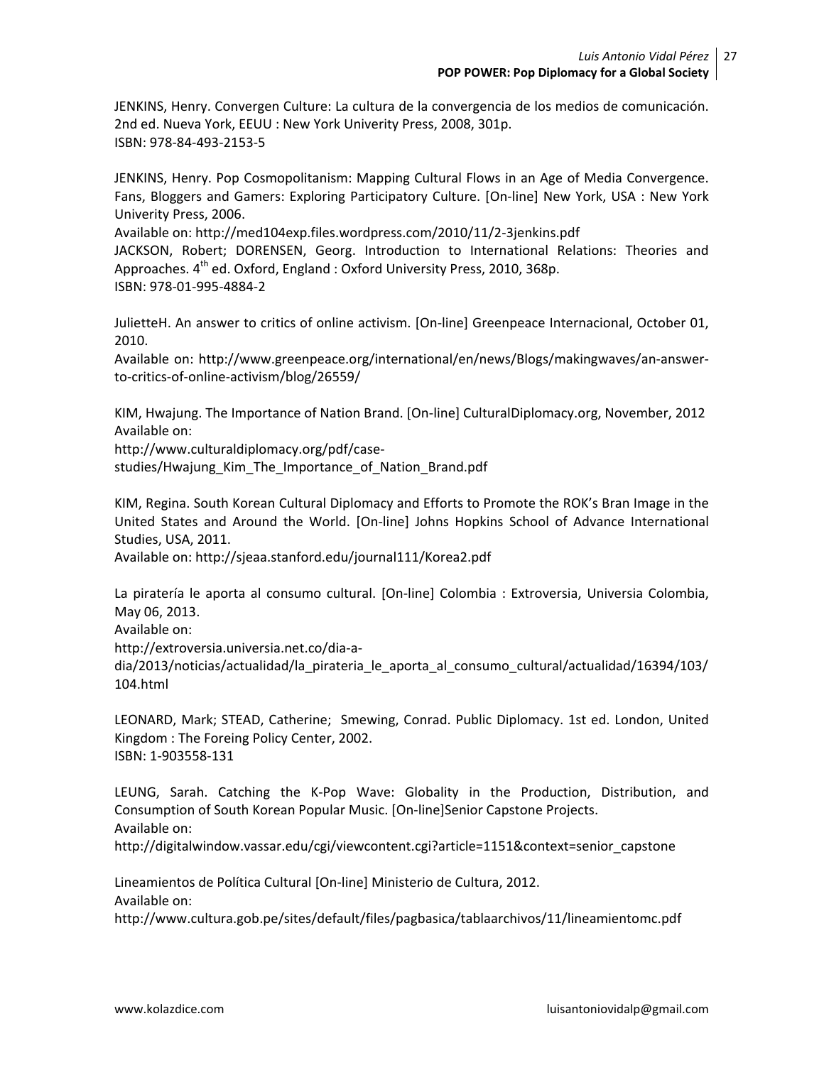JENKINS, Henry. Convergen Culture: La cultura de la convergencia de los medios de comunicación. 2nd ed. Nueva York, EEUU : New York Univerity Press, 2008, 301p.
ISBN: 978-84-493-2153-5

JENKINS, Henry. Pop Cosmopolitanism: Mapping Cultural Flows in an Age of Media Convergence. Fans, Bloggers and Gamers: Exploring Participatory Culture. [On-line] New York, USA : New York Univerity Press, 2006.
Available on: http://med104exp.files.wordpress.com/2010/11/2-3jenkins.pdf
JACKSON, Robert; DORENSEN, Georg. Introduction to International Relations: Theories and Approaches. 4th ed. Oxford, England : Oxford University Press, 2010, 368p.
ISBN: 978-01-995-4884-2

JulietteH. An answer to critics of online activism. [On-line] Greenpeace Internacional, October 01, 2010.
Available on: http://www.greenpeace.org/international/en/news/Blogs/makingwaves/an-answer-to-critics-of-online-activism/blog/26559/

KIM, Hwajung. The Importance of Nation Brand. [On-line] CulturalDiplomacy.org, November, 2012
Available on:
http://www.culturaldiplomacy.org/pdf/case-studies/Hwajung_Kim_The_Importance_of_Nation_Brand.pdf

KIM, Regina. South Korean Cultural Diplomacy and Efforts to Promote the ROK's Bran Image in the United States and Around the World. [On-line] Johns Hopkins School of Advance International Studies, USA, 2011.
Available on: http://sjeaa.stanford.edu/journal111/Korea2.pdf

La piratería le aporta al consumo cultural. [On-line] Colombia : Extroversia, Universia Colombia, May 06, 2013.
Available on:
http://extroversia.universia.net.co/dia-a-dia/2013/noticias/actualidad/la_pirateria_le_aporta_al_consumo_cultural/actualidad/16394/103/104.html

LEONARD, Mark; STEAD, Catherine; Smewing, Conrad. Public Diplomacy. 1st ed. London, United Kingdom : The Foreing Policy Center, 2002.
ISBN: 1-903558-131

LEUNG, Sarah. Catching the K-Pop Wave: Globality in the Production, Distribution, and Consumption of South Korean Popular Music. [On-line]Senior Capstone Projects.
Available on:
http://digitalwindow.vassar.edu/cgi/viewcontent.cgi?article=1151&context=senior_capstone

Lineamientos de Política Cultural [On-line] Ministerio de Cultura, 2012.
Available on:
http://www.cultura.gob.pe/sites/default/files/pagbasica/tablaarchivos/11/lineamientomc.pdf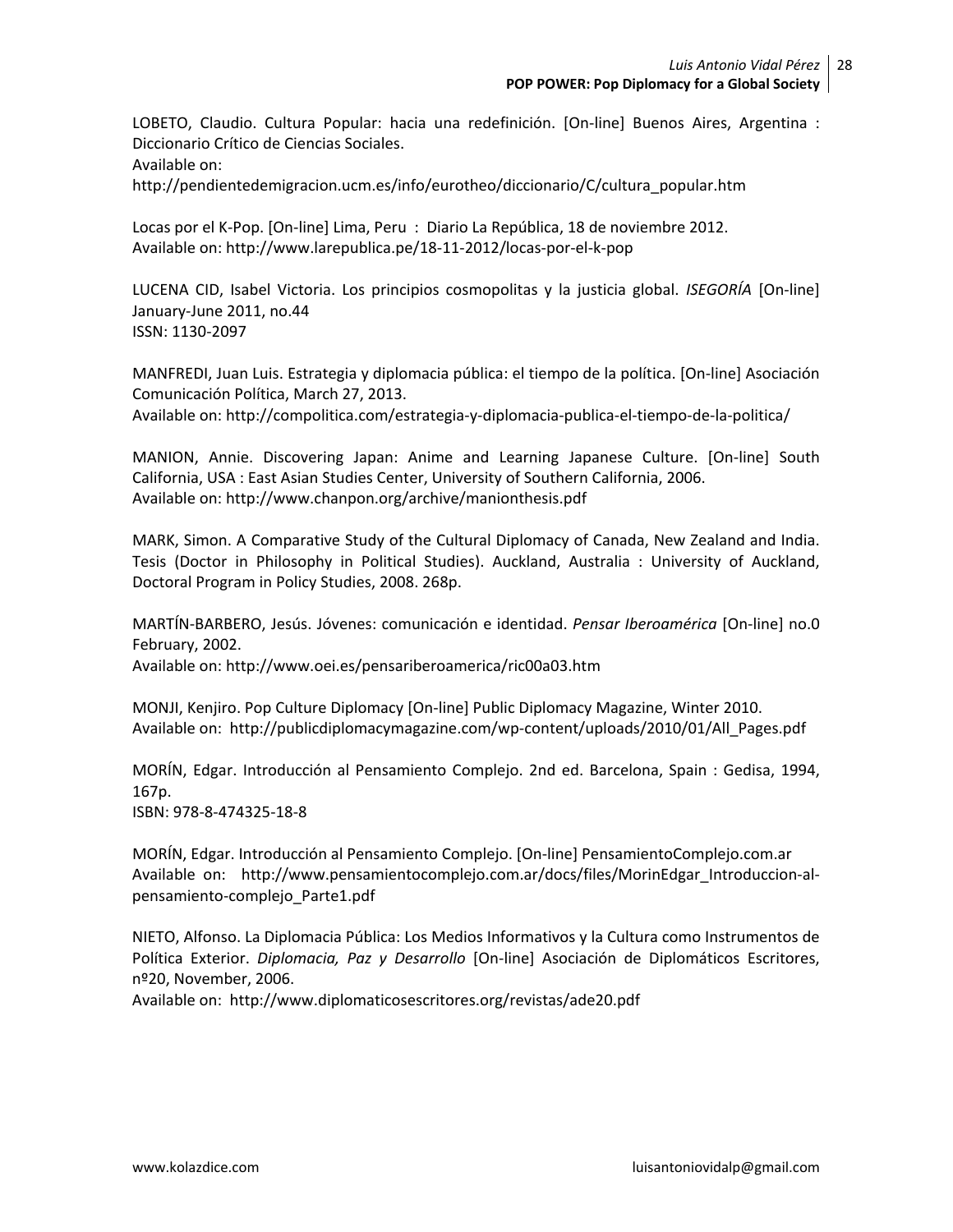LOBETO, Claudio. Cultura Popular: hacia una redefinición. [On-line] Buenos Aires, Argentina : Diccionario Crítico de Ciencias Sociales.
Available on:
http://pendientedemigracion.ucm.es/info/eurotheo/diccionario/C/cultura_popular.htm

Locas por el K-Pop. [On-line] Lima, Peru : Diario La República, 18 de noviembre 2012.
Available on: http://www.larepublica.pe/18-11-2012/locas-por-el-k-pop

LUCENA CID, Isabel Victoria. Los principios cosmopolitas y la justicia global. *ISEGORÍA* [On-line] January-June 2011, no.44
ISSN: 1130-2097

MANFREDI, Juan Luis. Estrategia y diplomacia pública: el tiempo de la política. [On-line] Asociación Comunicación Política, March 27, 2013.
Available on: http://compolitica.com/estrategia-y-diplomacia-publica-el-tiempo-de-la-politica/

MANION, Annie. Discovering Japan: Anime and Learning Japanese Culture. [On-line] South California, USA : East Asian Studies Center, University of Southern California, 2006.
Available on: http://www.chanpon.org/archive/manionthesis.pdf

MARK, Simon. A Comparative Study of the Cultural Diplomacy of Canada, New Zealand and India. Tesis (Doctor in Philosophy in Political Studies). Auckland, Australia : University of Auckland, Doctoral Program in Policy Studies, 2008. 268p.

MARTÍN-BARBERO, Jesús. Jóvenes: comunicación e identidad. *Pensar Iberoamérica* [On-line] no.0 February, 2002.
Available on: http://www.oei.es/pensariberoamerica/ric00a03.htm

MONJI, Kenjiro. Pop Culture Diplomacy [On-line] Public Diplomacy Magazine, Winter 2010.
Available on: http://publicdiplomacymagazine.com/wp-content/uploads/2010/01/All_Pages.pdf

MORÍN, Edgar. Introducción al Pensamiento Complejo. 2nd ed. Barcelona, Spain : Gedisa, 1994, 167p.
ISBN: 978-8-474325-18-8

MORÍN, Edgar. Introducción al Pensamiento Complejo. [On-line] PensamientoComplejo.com.ar
Available on: http://www.pensamientocomplejo.com.ar/docs/files/MorinEdgar_Introduccion-al-pensamiento-complejo_Parte1.pdf

NIETO, Alfonso. La Diplomacia Pública: Los Medios Informativos y la Cultura como Instrumentos de Política Exterior. *Diplomacia, Paz y Desarrollo* [On-line] Asociación de Diplomáticos Escritores, nº20, November, 2006.
Available on: http://www.diplomaticosescritores.org/revistas/ade20.pdf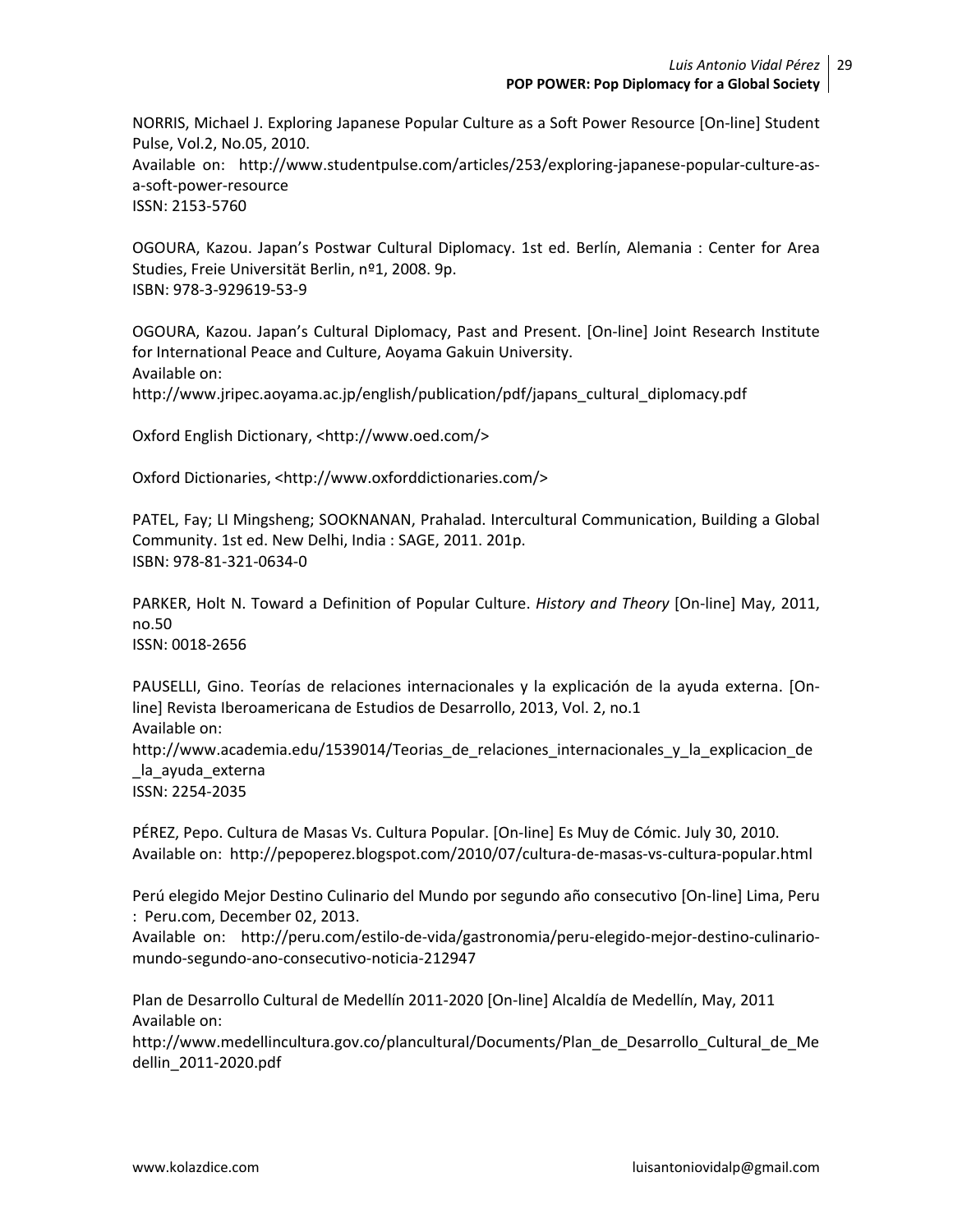NORRIS, Michael J. Exploring Japanese Popular Culture as a Soft Power Resource [On-line] Student Pulse, Vol.2, No.05, 2010.
Available on: http://www.studentpulse.com/articles/253/exploring-japanese-popular-culture-as-a-soft-power-resource
ISSN: 2153-5760

OGOURA, Kazou. Japan's Postwar Cultural Diplomacy. 1st ed. Berlín, Alemania : Center for Area Studies, Freie Universität Berlin, nº1, 2008. 9p.
ISBN: 978-3-929619-53-9

OGOURA, Kazou. Japan's Cultural Diplomacy, Past and Present. [On-line] Joint Research Institute for International Peace and Culture, Aoyama Gakuin University.
Available on:
http://www.jripec.aoyama.ac.jp/english/publication/pdf/japans_cultural_diplomacy.pdf

Oxford English Dictionary, <http://www.oed.com/>

Oxford Dictionaries, <http://www.oxforddictionaries.com/>

PATEL, Fay; LI Mingsheng; SOOKNANAN, Prahalad. Intercultural Communication, Building a Global Community. 1st ed. New Delhi, India : SAGE, 2011. 201p.
ISBN: 978-81-321-0634-0

PARKER, Holt N. Toward a Definition of Popular Culture. *History and Theory* [On-line] May, 2011, no.50
ISSN: 0018-2656

PAUSELLI, Gino. Teorías de relaciones internacionales y la explicación de la ayuda externa. [On-line] Revista Iberoamericana de Estudios de Desarrollo, 2013, Vol. 2, no.1
Available on:
http://www.academia.edu/1539014/Teorias_de_relaciones_internacionales_y_la_explicacion_de_la_ayuda_externa
ISSN: 2254-2035

PÉREZ, Pepo. Cultura de Masas Vs. Cultura Popular. [On-line] Es Muy de Cómic. July 30, 2010.
Available on: http://pepoperez.blogspot.com/2010/07/cultura-de-masas-vs-cultura-popular.html

Perú elegido Mejor Destino Culinario del Mundo por segundo año consecutivo [On-line] Lima, Peru : Peru.com, December 02, 2013.
Available on: http://peru.com/estilo-de-vida/gastronomia/peru-elegido-mejor-destino-culinario-mundo-segundo-ano-consecutivo-noticia-212947

Plan de Desarrollo Cultural de Medellín 2011-2020 [On-line] Alcaldía de Medellín, May, 2011
Available on:
http://www.medellincultura.gov.co/plancultural/Documents/Plan_de_Desarrollo_Cultural_de_Medellin_2011-2020.pdf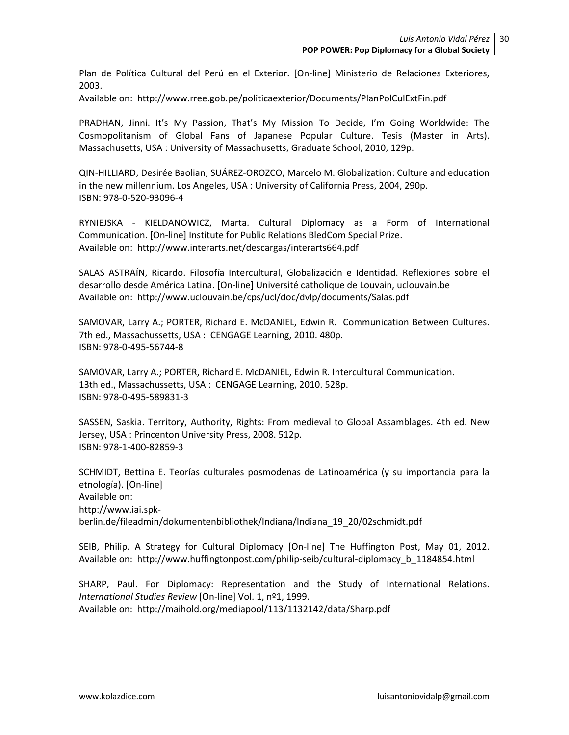Plan de Política Cultural del Perú en el Exterior. [On-line] Ministerio de Relaciones Exteriores, 2003.
Available on: http://www.rree.gob.pe/politicaexterior/Documents/PlanPolCulExtFin.pdf

PRADHAN, Jinni. It's My Passion, That's My Mission To Decide, I'm Going Worldwide: The Cosmopolitanism of Global Fans of Japanese Popular Culture. Tesis (Master in Arts). Massachusetts, USA : University of Massachusetts, Graduate School, 2010, 129p.

QIN-HILLIARD, Desirée Baolian; SUÁREZ-OROZCO, Marcelo M. Globalization: Culture and education in the new millennium. Los Angeles, USA : University of California Press, 2004, 290p.
ISBN: 978-0-520-93096-4

RYNIEJSKA - KIELDANOWICZ, Marta. Cultural Diplomacy as a Form of International Communication. [On-line] Institute for Public Relations BledCom Special Prize.
Available on: http://www.interarts.net/descargas/interarts664.pdf

SALAS ASTRAÍN, Ricardo. Filosofía Intercultural, Globalización e Identidad. Reflexiones sobre el desarrollo desde América Latina. [On-line] Université catholique de Louvain, uclouvain.be
Available on: http://www.uclouvain.be/cps/ucl/doc/dvlp/documents/Salas.pdf

SAMOVAR, Larry A.; PORTER, Richard E. McDANIEL, Edwin R. Communication Between Cultures. 7th ed., Massachussetts, USA : CENGAGE Learning, 2010. 480p.
ISBN: 978-0-495-56744-8

SAMOVAR, Larry A.; PORTER, Richard E. McDANIEL, Edwin R. Intercultural Communication.
13th ed., Massachussetts, USA : CENGAGE Learning, 2010. 528p.
ISBN: 978-0-495-589831-3

SASSEN, Saskia. Territory, Authority, Rights: From medieval to Global Assamblages. 4th ed. New Jersey, USA : Princenton University Press, 2008. 512p.
ISBN: 978-1-400-82859-3

SCHMIDT, Bettina E. Teorías culturales posmodenas de Latinoamérica (y su importancia para la etnología). [On-line]
Available on:
http://www.iai.spk-berlin.de/fileadmin/dokumentenbibliothek/Indiana/Indiana_19_20/02schmidt.pdf

SEIB, Philip. A Strategy for Cultural Diplomacy [On-line] The Huffington Post, May 01, 2012.
Available on: http://www.huffingtonpost.com/philip-seib/cultural-diplomacy_b_1184854.html

SHARP, Paul. For Diplomacy: Representation and the Study of International Relations. *International Studies Review* [On-line] Vol. 1, nº1, 1999.
Available on: http://maihold.org/mediapool/113/1132142/data/Sharp.pdf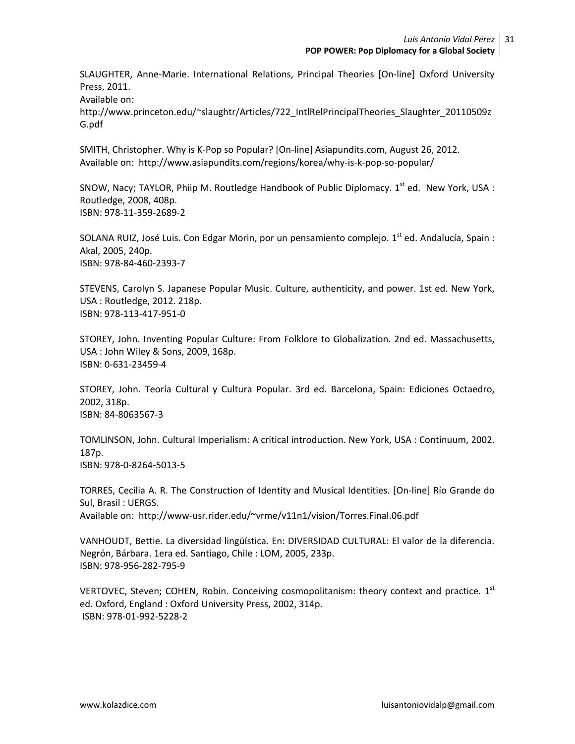SLAUGHTER, Anne-Marie. International Relations, Principal Theories [On-line] Oxford University Press, 2011.
Available on:
http://www.princeton.edu/~slaughtr/Articles/722_IntlRelPrincipalTheories_Slaughter_20110509zG.pdf

SMITH, Christopher. Why is K-Pop so Popular? [On-line] Asiapundits.com, August 26, 2012.
Available on: http://www.asiapundits.com/regions/korea/why-is-k-pop-so-popular/

SNOW, Nacy; TAYLOR, Phiip M. Routledge Handbook of Public Diplomacy. 1st ed. New York, USA : Routledge, 2008, 408p.
ISBN: 978-11-359-2689-2

SOLANA RUIZ, José Luis. Con Edgar Morin, por un pensamiento complejo. 1st ed. Andalucía, Spain : Akal, 2005, 240p.
ISBN: 978-84-460-2393-7

STEVENS, Carolyn S. Japanese Popular Music. Culture, authenticity, and power. 1st ed. New York, USA : Routledge, 2012. 218p.
ISBN: 978-113-417-951-0

STOREY, John. Inventing Popular Culture: From Folklore to Globalization. 2nd ed. Massachusetts, USA : John Wiley & Sons, 2009, 168p.
ISBN: 0-631-23459-4

STOREY, John. Teoría Cultural y Cultura Popular. 3rd ed. Barcelona, Spain: Ediciones Octaedro, 2002, 318p.
ISBN: 84-8063567-3

TOMLINSON, John. Cultural Imperialism: A critical introduction. New York, USA : Continuum, 2002. 187p.
ISBN: 978-0-8264-5013-5

TORRES, Cecilia A. R. The Construction of Identity and Musical Identities. [On-line] Río Grande do Sul, Brasil : UERGS.
Available on: http://www-usr.rider.edu/~vrme/v11n1/vision/Torres.Final.06.pdf

VANHOUDT, Bettie. La diversidad lingüística. En: DIVERSIDAD CULTURAL: El valor de la diferencia. Negrón, Bárbara. 1era ed. Santiago, Chile : LOM, 2005, 233p.
ISBN: 978-956-282-795-9

VERTOVEC, Steven; COHEN, Robin. Conceiving cosmopolitanism: theory context and practice. 1st ed. Oxford, England : Oxford University Press, 2002, 314p.
ISBN: 978-01-992-5228-2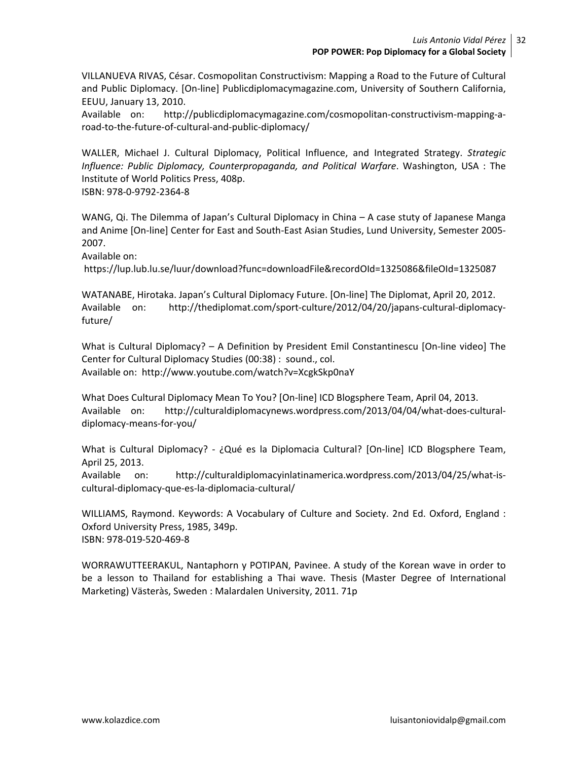VILLANUEVA RIVAS, César. Cosmopolitan Constructivism: Mapping a Road to the Future of Cultural and Public Diplomacy. [On-line] Publicdiplomacymagazine.com, University of Southern California, EEUU, January 13, 2010.
Available on: http://publicdiplomacymagazine.com/cosmopolitan-constructivism-mapping-a-road-to-the-future-of-cultural-and-public-diplomacy/

WALLER, Michael J. Cultural Diplomacy, Political Influence, and Integrated Strategy. *Strategic Influence: Public Diplomacy, Counterpropaganda, and Political Warfare*. Washington, USA : The Institute of World Politics Press, 408p.
ISBN: 978-0-9792-2364-8

WANG, Qi. The Dilemma of Japan's Cultural Diplomacy in China – A case stuty of Japanese Manga and Anime [On-line] Center for East and South-East Asian Studies, Lund University, Semester 2005-2007.
Available on:
https://lup.lub.lu.se/luur/download?func=downloadFile&recordOId=1325086&fileOId=1325087

WATANABE, Hirotaka. Japan's Cultural Diplomacy Future. [On-line] The Diplomat, April 20, 2012.
Available on: http://thediplomat.com/sport-culture/2012/04/20/japans-cultural-diplomacy-future/

What is Cultural Diplomacy? – A Definition by President Emil Constantinescu [On-line video] The Center for Cultural Diplomacy Studies (00:38) : sound., col.
Available on: http://www.youtube.com/watch?v=XcgkSkp0naY

What Does Cultural Diplomacy Mean To You? [On-line] ICD Blogsphere Team, April 04, 2013.
Available on: http://culturaldiplomacynews.wordpress.com/2013/04/04/what-does-cultural-diplomacy-means-for-you/

What is Cultural Diplomacy? - ¿Qué es la Diplomacia Cultural? [On-line] ICD Blogsphere Team, April 25, 2013.
Available on: http://culturaldiplomacyinlatinamerica.wordpress.com/2013/04/25/what-is-cultural-diplomacy-que-es-la-diplomacia-cultural/

WILLIAMS, Raymond. Keywords: A Vocabulary of Culture and Society. 2nd Ed. Oxford, England : Oxford University Press, 1985, 349p.
ISBN: 978-019-520-469-8

WORRAWUTTEERAKUL, Nantaphorn y POTIPAN, Pavinee. A study of the Korean wave in order to be a lesson to Thailand for establishing a Thai wave. Thesis (Master Degree of International Marketing) Västeràs, Sweden : Malardalen University, 2011. 71p